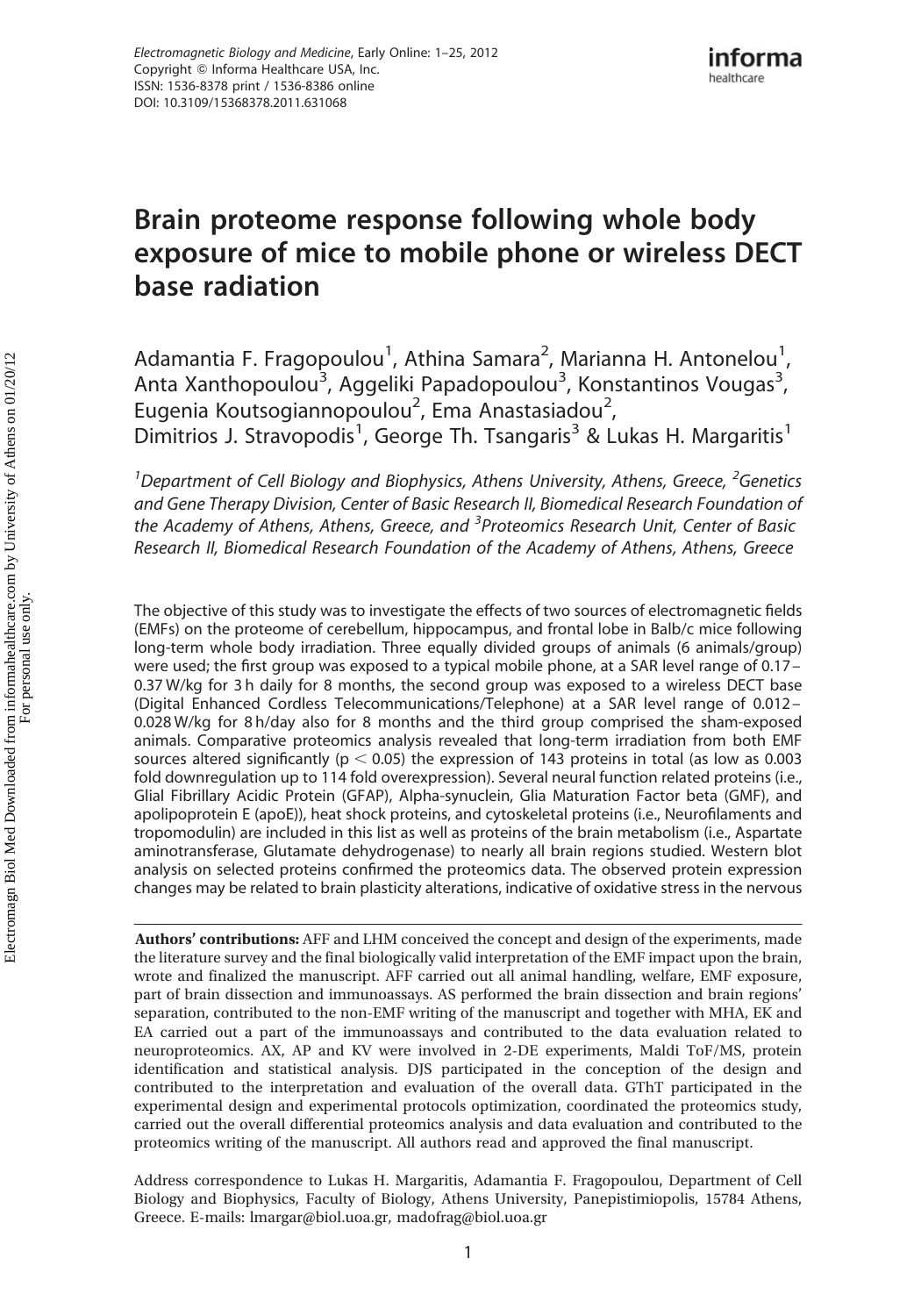# Brain proteome response following whole body exposure of mice to mobile phone or wireless DECT base radiation

Adamantia F. Fragopoulou[1], Athina Samara[2], Marianna H. Antonelou[1], Anta Xanthopoulou[3], Aggeliki Papadopoulou[3], Konstantinos Vougas[3], Eugenia Koutsogiannopoulou[2], Ema Anastasiadou[2], Dimitrios J. Stravopodis[1], George Th. Tsangaris[3] & Lukas H. Margaritis[1]

*[1]Department of Cell Biology and Biophysics, Athens University, Athens, Greece, [2]Genetics and Gene Therapy Division, Center of Basic Research II, Biomedical Research Foundation of the Academy of Athens, Athens, Greece, and [3]Proteomics Research Unit, Center of Basic Research II, Biomedical Research Foundation of the Academy of Athens, Athens, Greece*

The objective of this study was to investigate the effects of two sources of electromagnetic fields (EMFs) on the proteome of cerebellum, hippocampus, and frontal lobe in Balb/c mice following long-term whole body irradiation. Three equally divided groups of animals (6 animals/group) were used; the first group was exposed to a typical mobile phone, at a SAR level range of 0.17–0.37 W/kg for 3 h daily for 8 months, the second group was exposed to a wireless DECT base (Digital Enhanced Cordless Telecommunications/Telephone) at a SAR level range of 0.012–0.028 W/kg for 8 h/day also for 8 months and the third group comprised the sham-exposed animals. Comparative proteomics analysis revealed that long-term irradiation from both EMF sources altered significantly ($p < 0.05$) the expression of 143 proteins in total (as low as 0.003 fold downregulation up to 114 fold overexpression). Several neural function related proteins (i.e., Glial Fibrillary Acidic Protein (GFAP), Alpha-synuclein, Glia Maturation Factor beta (GMF), and apolipoprotein E (apoE)), heat shock proteins, and cytoskeletal proteins (i.e., Neurofilaments and tropomodulin) are included in this list as well as proteins of the brain metabolism (i.e., Aspartate aminotransferase, Glutamate dehydrogenase) to nearly all brain regions studied. Western blot analysis on selected proteins confirmed the proteomics data. The observed protein expression changes may be related to brain plasticity alterations, indicative of oxidative stress in the nervous

**Authors' contributions:** AFF and LHM conceived the concept and design of the experiments, made the literature survey and the final biologically valid interpretation of the EMF impact upon the brain, wrote and finalized the manuscript. AFF carried out all animal handling, welfare, EMF exposure, part of brain dissection and immunoassays. AS performed the brain dissection and brain regions' separation, contributed to the non-EMF writing of the manuscript and together with MHA, EK and EA carried out a part of the immunoassays and contributed to the data evaluation related to neuroproteomics. AX, AP and KV were involved in 2-DE experiments, Maldi ToF/MS, protein identification and statistical analysis. DJS participated in the conception of the design and contributed to the interpretation and evaluation of the overall data. GThT participated in the experimental design and experimental protocols optimization, coordinated the proteomics study, carried out the overall differential proteomics analysis and data evaluation and contributed to the proteomics writing of the manuscript. All authors read and approved the final manuscript.

Address correspondence to Lukas H. Margaritis, Adamantia F. Fragopoulou, Department of Cell Biology and Biophysics, Faculty of Biology, Athens University, Panepistimiopolis, 15784 Athens, Greece. E-mails: lmargar@biol.uoa.gr, madofrag@biol.uoa.gr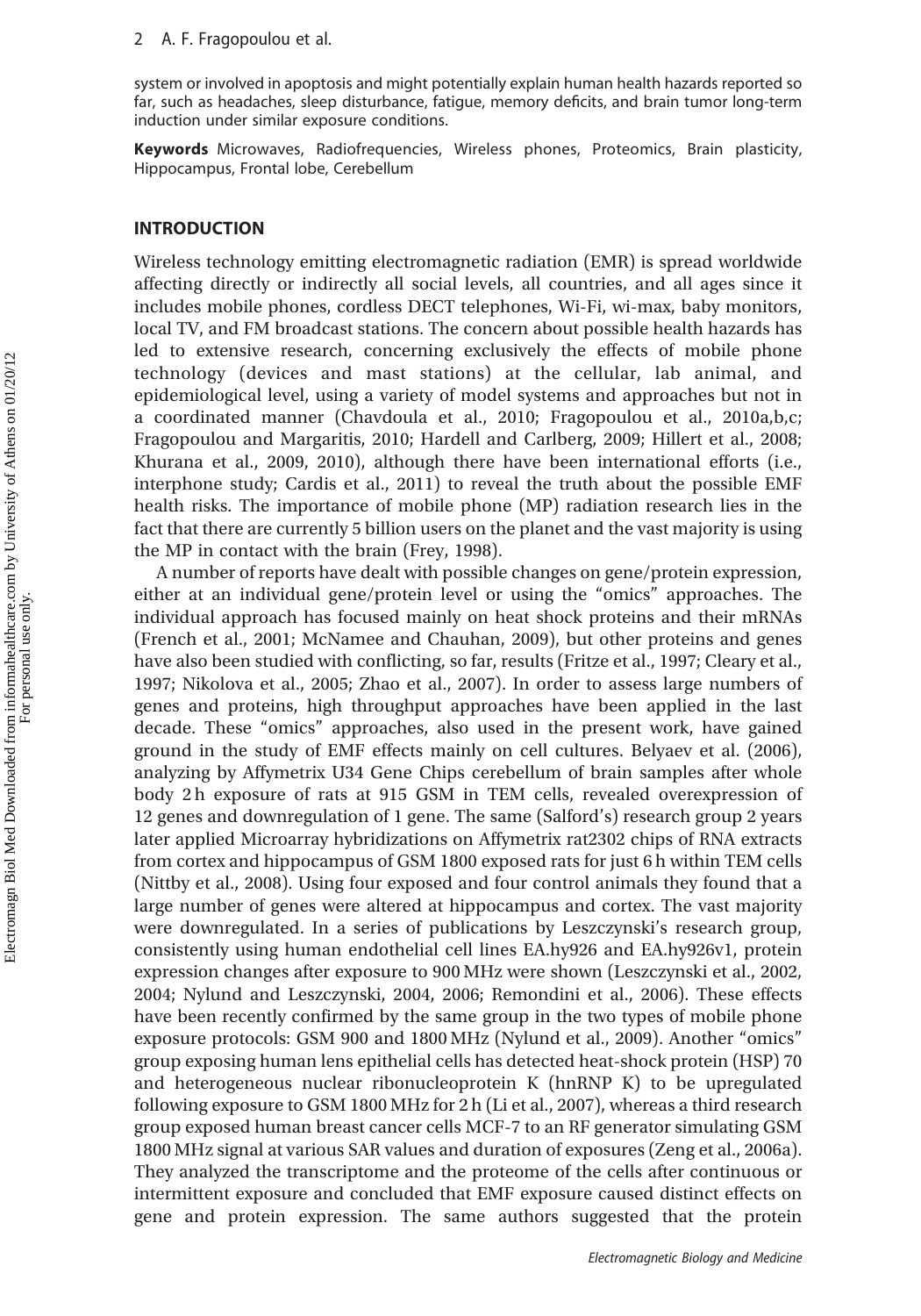system or involved in apoptosis and might potentially explain human health hazards reported so far, such as headaches, sleep disturbance, fatigue, memory deficits, and brain tumor long-term induction under similar exposure conditions.

**Keywords** Microwaves, Radiofrequencies, Wireless phones, Proteomics, Brain plasticity, Hippocampus, Frontal lobe, Cerebellum

## INTRODUCTION

Wireless technology emitting electromagnetic radiation (EMR) is spread worldwide affecting directly or indirectly all social levels, all countries, and all ages since it includes mobile phones, cordless DECT telephones, Wi-Fi, wi-max, baby monitors, local TV, and FM broadcast stations. The concern about possible health hazards has led to extensive research, concerning exclusively the effects of mobile phone technology (devices and mast stations) at the cellular, lab animal, and epidemiological level, using a variety of model systems and approaches but not in a coordinated manner (Chavdoula et al., 2010; Fragopoulou et al., 2010a,b,c; Fragopoulou and Margaritis, 2010; Hardell and Carlberg, 2009; Hillert et al., 2008; Khurana et al., 2009, 2010), although there have been international efforts (i.e., interphone study; Cardis et al., 2011) to reveal the truth about the possible EMF health risks. The importance of mobile phone (MP) radiation research lies in the fact that there are currently 5 billion users on the planet and the vast majority is using the MP in contact with the brain (Frey, 1998).

A number of reports have dealt with possible changes on gene/protein expression, either at an individual gene/protein level or using the "omics" approaches. The individual approach has focused mainly on heat shock proteins and their mRNAs (French et al., 2001; McNamee and Chauhan, 2009), but other proteins and genes have also been studied with conflicting, so far, results (Fritze et al., 1997; Cleary et al., 1997; Nikolova et al., 2005; Zhao et al., 2007). In order to assess large numbers of genes and proteins, high throughput approaches have been applied in the last decade. These "omics" approaches, also used in the present work, have gained ground in the study of EMF effects mainly on cell cultures. Belyaev et al. (2006), analyzing by Affymetrix U34 Gene Chips cerebellum of brain samples after whole body 2 h exposure of rats at 915 GSM in TEM cells, revealed overexpression of 12 genes and downregulation of 1 gene. The same (Salford's) research group 2 years later applied Microarray hybridizations on Affymetrix rat2302 chips of RNA extracts from cortex and hippocampus of GSM 1800 exposed rats for just 6 h within TEM cells (Nittby et al., 2008). Using four exposed and four control animals they found that a large number of genes were altered at hippocampus and cortex. The vast majority were downregulated. In a series of publications by Leszczynski's research group, consistently using human endothelial cell lines EA.hy926 and EA.hy926v1, protein expression changes after exposure to 900 MHz were shown (Leszczynski et al., 2002, 2004; Nylund and Leszczynski, 2004, 2006; Remondini et al., 2006). These effects have been recently confirmed by the same group in the two types of mobile phone exposure protocols: GSM 900 and 1800 MHz (Nylund et al., 2009). Another "omics" group exposing human lens epithelial cells has detected heat-shock protein (HSP) 70 and heterogeneous nuclear ribonucleoprotein K (hnRNP K) to be upregulated following exposure to GSM 1800 MHz for 2 h (Li et al., 2007), whereas a third research group exposed human breast cancer cells MCF-7 to an RF generator simulating GSM 1800 MHz signal at various SAR values and duration of exposures (Zeng et al., 2006a). They analyzed the transcriptome and the proteome of the cells after continuous or intermittent exposure and concluded that EMF exposure caused distinct effects on gene and protein expression. The same authors suggested that the protein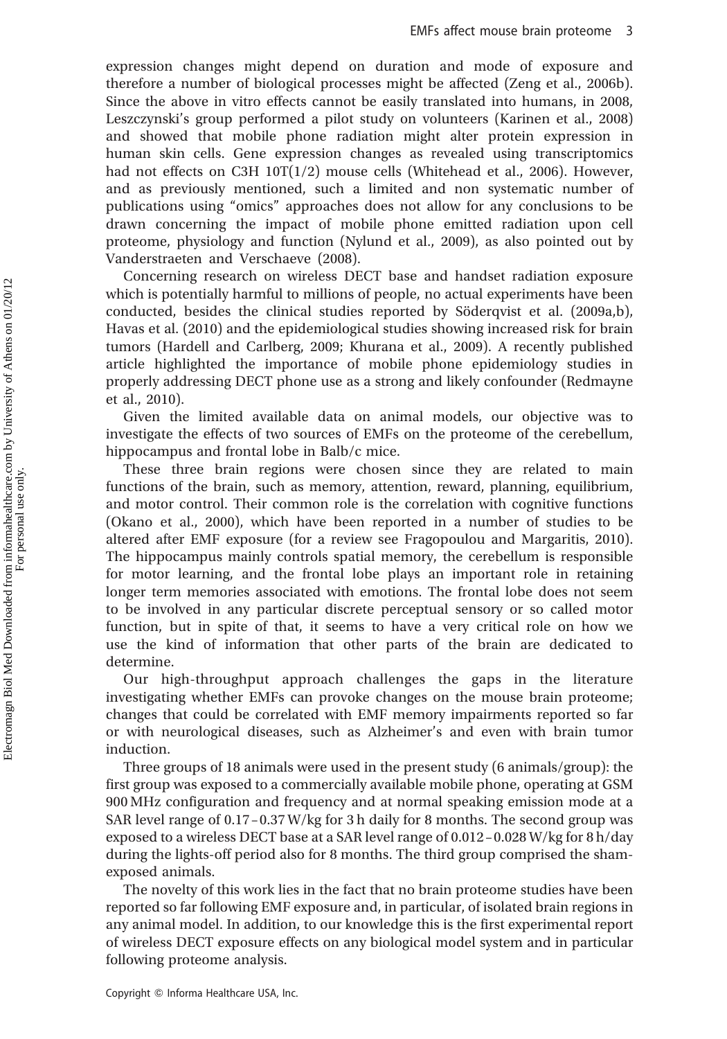expression changes might depend on duration and mode of exposure and therefore a number of biological processes might be affected (Zeng et al., 2006b). Since the above in vitro effects cannot be easily translated into humans, in 2008, Leszczynski's group performed a pilot study on volunteers (Karinen et al., 2008) and showed that mobile phone radiation might alter protein expression in human skin cells. Gene expression changes as revealed using transcriptomics had not effects on C3H 10T(1/2) mouse cells (Whitehead et al., 2006). However, and as previously mentioned, such a limited and non systematic number of publications using "omics" approaches does not allow for any conclusions to be drawn concerning the impact of mobile phone emitted radiation upon cell proteome, physiology and function (Nylund et al., 2009), as also pointed out by Vanderstraeten and Verschaeve (2008).

Concerning research on wireless DECT base and handset radiation exposure which is potentially harmful to millions of people, no actual experiments have been conducted, besides the clinical studies reported by Söderqvist et al. (2009a,b), Havas et al. (2010) and the epidemiological studies showing increased risk for brain tumors (Hardell and Carlberg, 2009; Khurana et al., 2009). A recently published article highlighted the importance of mobile phone epidemiology studies in properly addressing DECT phone use as a strong and likely confounder (Redmayne et al., 2010).

Given the limited available data on animal models, our objective was to investigate the effects of two sources of EMFs on the proteome of the cerebellum, hippocampus and frontal lobe in Balb/c mice.

These three brain regions were chosen since they are related to main functions of the brain, such as memory, attention, reward, planning, equilibrium, and motor control. Their common role is the correlation with cognitive functions (Okano et al., 2000), which have been reported in a number of studies to be altered after EMF exposure (for a review see Fragopoulou and Margaritis, 2010). The hippocampus mainly controls spatial memory, the cerebellum is responsible for motor learning, and the frontal lobe plays an important role in retaining longer term memories associated with emotions. The frontal lobe does not seem to be involved in any particular discrete perceptual sensory or so called motor function, but in spite of that, it seems to have a very critical role on how we use the kind of information that other parts of the brain are dedicated to determine.

Our high-throughput approach challenges the gaps in the literature investigating whether EMFs can provoke changes on the mouse brain proteome; changes that could be correlated with EMF memory impairments reported so far or with neurological diseases, such as Alzheimer's and even with brain tumor induction.

Three groups of 18 animals were used in the present study (6 animals/group): the first group was exposed to a commercially available mobile phone, operating at GSM 900 MHz configuration and frequency and at normal speaking emission mode at a SAR level range of 0.17 – 0.37 W/kg for 3 h daily for 8 months. The second group was exposed to a wireless DECT base at a SAR level range of 0.012 – 0.028 W/kg for 8 h/day during the lights-off period also for 8 months. The third group comprised the sham-exposed animals.

The novelty of this work lies in the fact that no brain proteome studies have been reported so far following EMF exposure and, in particular, of isolated brain regions in any animal model. In addition, to our knowledge this is the first experimental report of wireless DECT exposure effects on any biological model system and in particular following proteome analysis.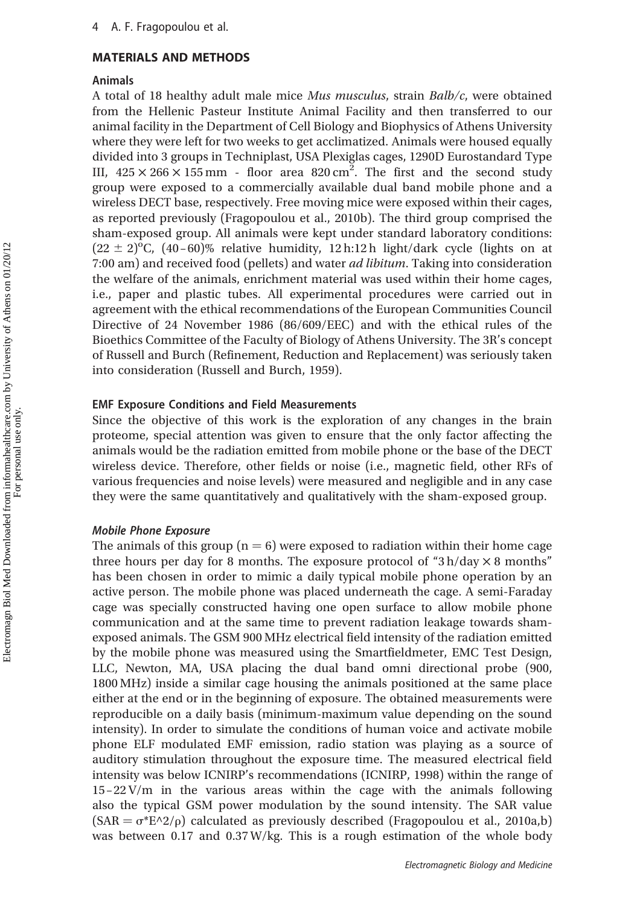## MATERIALS AND METHODS

### Animals

A total of 18 healthy adult male mice *Mus musculus*, strain *Balb/c*, were obtained from the Hellenic Pasteur Institute Animal Facility and then transferred to our animal facility in the Department of Cell Biology and Biophysics of Athens University where they were left for two weeks to get acclimatized. Animals were housed equally divided into 3 groups in Techniplast, USA Plexiglas cages, 1290D Eurostandard Type III, $425 \times 266 \times 155$ mm - floor area $820\,\text{cm}^2$. The first and the second study group were exposed to a commercially available dual band mobile phone and a wireless DECT base, respectively. Free moving mice were exposed within their cages, as reported previously (Fragopoulou et al., 2010b). The third group comprised the sham-exposed group. All animals were kept under standard laboratory conditions: $(22 \pm 2)^{o}$C, (40–60)% relative humidity, 12 h:12 h light/dark cycle (lights on at 7:00 am) and received food (pellets) and water *ad libitum*. Taking into consideration the welfare of the animals, enrichment material was used within their home cages, i.e., paper and plastic tubes. All experimental procedures were carried out in agreement with the ethical recommendations of the European Communities Council Directive of 24 November 1986 (86/609/EEC) and with the ethical rules of the Bioethics Committee of the Faculty of Biology of Athens University. The 3R's concept of Russell and Burch (Refinement, Reduction and Replacement) was seriously taken into consideration (Russell and Burch, 1959).

### EMF Exposure Conditions and Field Measurements

Since the objective of this work is the exploration of any changes in the brain proteome, special attention was given to ensure that the only factor affecting the animals would be the radiation emitted from mobile phone or the base of the DECT wireless device. Therefore, other fields or noise (i.e., magnetic field, other RFs of various frequencies and noise levels) were measured and negligible and in any case they were the same quantitatively and qualitatively with the sham-exposed group.

#### *Mobile Phone Exposure*

The animals of this group ($n = 6$) were exposed to radiation within their home cage three hours per day for 8 months. The exposure protocol of "3 h/day $\times$ 8 months" has been chosen in order to mimic a daily typical mobile phone operation by an active person. The mobile phone was placed underneath the cage. A semi-Faraday cage was specially constructed having one open surface to allow mobile phone communication and at the same time to prevent radiation leakage towards sham-exposed animals. The GSM 900 MHz electrical field intensity of the radiation emitted by the mobile phone was measured using the Smartfieldmeter, EMC Test Design, LLC, Newton, MA, USA placing the dual band omni directional probe (900, 1800 MHz) inside a similar cage housing the animals positioned at the same place either at the end or in the beginning of exposure. The obtained measurements were reproducible on a daily basis (minimum-maximum value depending on the sound intensity). In order to simulate the conditions of human voice and activate mobile phone ELF modulated EMF emission, radio station was playing as a source of auditory stimulation throughout the exposure time. The measured electrical field intensity was below ICNIRP's recommendations (ICNIRP, 1998) within the range of 15–22 V/m in the various areas within the cage with the animals following also the typical GSM power modulation by the sound intensity. The SAR value ($SAR = \sigma^{*}E^{\wedge}2/\rho$) calculated as previously described (Fragopoulou et al., 2010a,b) was between 0.17 and 0.37 W/kg. This is a rough estimation of the whole body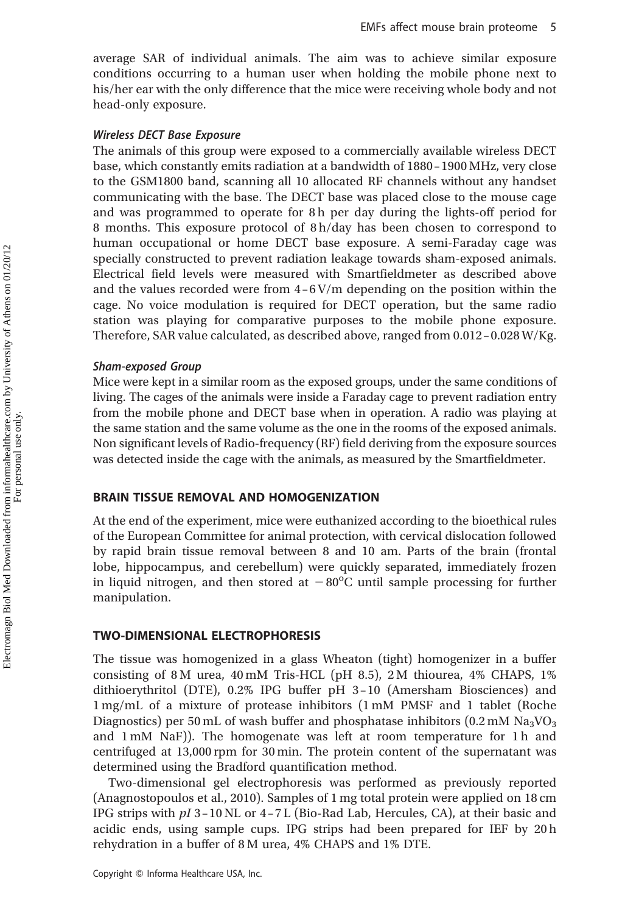average SAR of individual animals. The aim was to achieve similar exposure conditions occurring to a human user when holding the mobile phone next to his/her ear with the only difference that the mice were receiving whole body and not head-only exposure.

### *Wireless DECT Base Exposure*

The animals of this group were exposed to a commercially available wireless DECT base, which constantly emits radiation at a bandwidth of 1880–1900 MHz, very close to the GSM1800 band, scanning all 10 allocated RF channels without any handset communicating with the base. The DECT base was placed close to the mouse cage and was programmed to operate for 8 h per day during the lights-off period for 8 months. This exposure protocol of 8 h/day has been chosen to correspond to human occupational or home DECT base exposure. A semi-Faraday cage was specially constructed to prevent radiation leakage towards sham-exposed animals. Electrical field levels were measured with Smartfieldmeter as described above and the values recorded were from 4–6 V/m depending on the position within the cage. No voice modulation is required for DECT operation, but the same radio station was playing for comparative purposes to the mobile phone exposure. Therefore, SAR value calculated, as described above, ranged from 0.012–0.028 W/Kg.

### *Sham-exposed Group*

Mice were kept in a similar room as the exposed groups, under the same conditions of living. The cages of the animals were inside a Faraday cage to prevent radiation entry from the mobile phone and DECT base when in operation. A radio was playing at the same station and the same volume as the one in the rooms of the exposed animals. Non significant levels of Radio-frequency (RF) field deriving from the exposure sources was detected inside the cage with the animals, as measured by the Smartfieldmeter.

## BRAIN TISSUE REMOVAL AND HOMOGENIZATION

At the end of the experiment, mice were euthanized according to the bioethical rules of the European Committee for animal protection, with cervical dislocation followed by rapid brain tissue removal between 8 and 10 am. Parts of the brain (frontal lobe, hippocampus, and cerebellum) were quickly separated, immediately frozen in liquid nitrogen, and then stored at $-80^{o}$C until sample processing for further manipulation.

## TWO-DIMENSIONAL ELECTROPHORESIS

The tissue was homogenized in a glass Wheaton (tight) homogenizer in a buffer consisting of 8 M urea, 40 mM Tris-HCL (pH 8.5), 2 M thiourea, 4% CHAPS, 1% dithioerythritol (DTE), 0.2% IPG buffer pH 3–10 (Amersham Biosciences) and 1 mg/mL of a mixture of protease inhibitors (1 mM PMSF and 1 tablet (Roche Diagnostics) per 50 mL of wash buffer and phosphatase inhibitors (0.2 mM $Na_3VO_3$ and 1 mM NaF)). The homogenate was left at room temperature for 1 h and centrifuged at 13,000 rpm for 30 min. The protein content of the supernatant was determined using the Bradford quantification method.

Two-dimensional gel electrophoresis was performed as previously reported (Anagnostopoulos et al., 2010). Samples of 1 mg total protein were applied on 18 cm IPG strips with *pI* 3–10 NL or 4–7 L (Bio-Rad Lab, Hercules, CA), at their basic and acidic ends, using sample cups. IPG strips had been prepared for IEF by 20 h rehydration in a buffer of 8 M urea, 4% CHAPS and 1% DTE.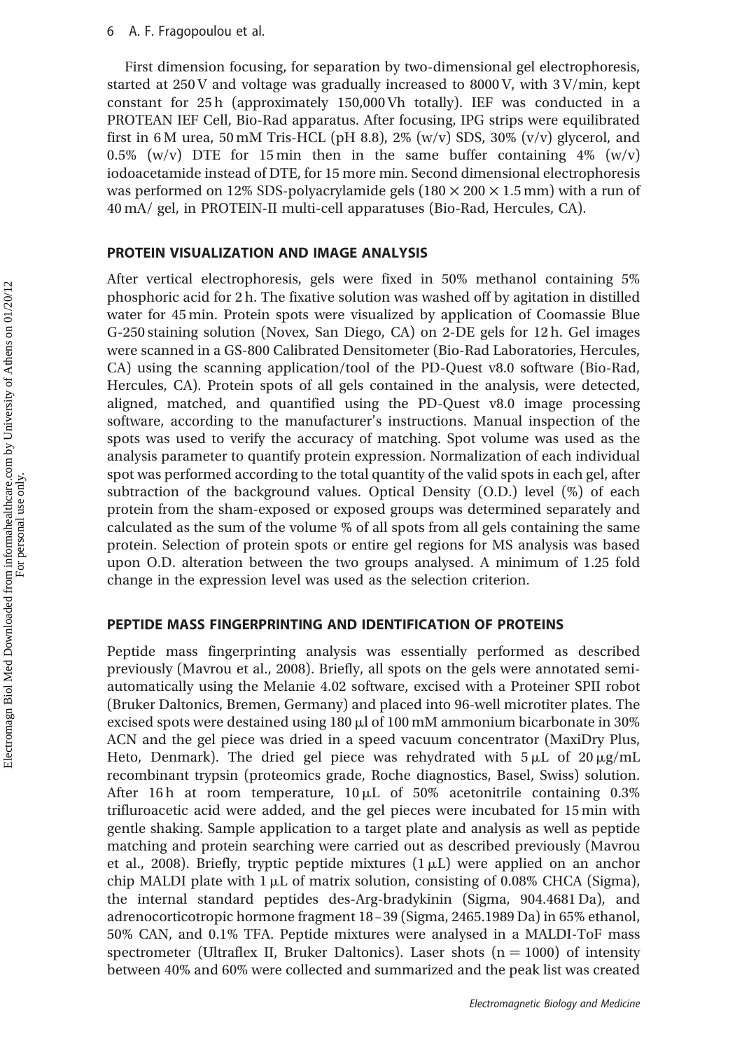First dimension focusing, for separation by two-dimensional gel electrophoresis, started at 250 V and voltage was gradually increased to 8000 V, with 3 V/min, kept constant for 25 h (approximately 150,000 Vh totally). IEF was conducted in a PROTEAN IEF Cell, Bio-Rad apparatus. After focusing, IPG strips were equilibrated first in 6 M urea, 50 mM Tris-HCL (pH 8.8), 2% (w/v) SDS, 30% (v/v) glycerol, and 0.5% (w/v) DTE for 15 min then in the same buffer containing 4% (w/v) iodoacetamide instead of DTE, for 15 more min. Second dimensional electrophoresis was performed on 12% SDS-polyacrylamide gels ($180 \times 200 \times 1.5$ mm) with a run of 40 mA/ gel, in PROTEIN-II multi-cell apparatuses (Bio-Rad, Hercules, CA).

## PROTEIN VISUALIZATION AND IMAGE ANALYSIS

After vertical electrophoresis, gels were fixed in 50% methanol containing 5% phosphoric acid for 2 h. The fixative solution was washed off by agitation in distilled water for 45 min. Protein spots were visualized by application of Coomassie Blue G-250 staining solution (Novex, San Diego, CA) on 2-DE gels for 12 h. Gel images were scanned in a GS-800 Calibrated Densitometer (Bio-Rad Laboratories, Hercules, CA) using the scanning application/tool of the PD-Quest v8.0 software (Bio-Rad, Hercules, CA). Protein spots of all gels contained in the analysis, were detected, aligned, matched, and quantified using the PD-Quest v8.0 image processing software, according to the manufacturer's instructions. Manual inspection of the spots was used to verify the accuracy of matching. Spot volume was used as the analysis parameter to quantify protein expression. Normalization of each individual spot was performed according to the total quantity of the valid spots in each gel, after subtraction of the background values. Optical Density (O.D.) level (%) of each protein from the sham-exposed or exposed groups was determined separately and calculated as the sum of the volume % of all spots from all gels containing the same protein. Selection of protein spots or entire gel regions for MS analysis was based upon O.D. alteration between the two groups analysed. A minimum of 1.25 fold change in the expression level was used as the selection criterion.

## PEPTIDE MASS FINGERPRINTING AND IDENTIFICATION OF PROTEINS

Peptide mass fingerprinting analysis was essentially performed as described previously (Mavrou et al., 2008). Briefly, all spots on the gels were annotated semi-automatically using the Melanie 4.02 software, excised with a Proteiner SPII robot (Bruker Daltonics, Bremen, Germany) and placed into 96-well microtiter plates. The excised spots were destained using 180 μl of 100 mM ammonium bicarbonate in 30% ACN and the gel piece was dried in a speed vacuum concentrator (MaxiDry Plus, Heto, Denmark). The dried gel piece was rehydrated with 5 μL of 20 μg/mL recombinant trypsin (proteomics grade, Roche diagnostics, Basel, Swiss) solution. After 16 h at room temperature, 10 μL of 50% acetonitrile containing 0.3% trifluroacetic acid were added, and the gel pieces were incubated for 15 min with gentle shaking. Sample application to a target plate and analysis as well as peptide matching and protein searching were carried out as described previously (Mavrou et al., 2008). Briefly, tryptic peptide mixtures (1 μL) were applied on an anchor chip MALDI plate with 1 μL of matrix solution, consisting of 0.08% CHCA (Sigma), the internal standard peptides des-Arg-bradykinin (Sigma, 904.4681 Da), and adrenocorticotropic hormone fragment 18–39 (Sigma, 2465.1989 Da) in 65% ethanol, 50% CAN, and 0.1% TFA. Peptide mixtures were analysed in a MALDI-ToF mass spectrometer (Ultraflex II, Bruker Daltonics). Laser shots ($n = 1000$) of intensity between 40% and 60% were collected and summarized and the peak list was created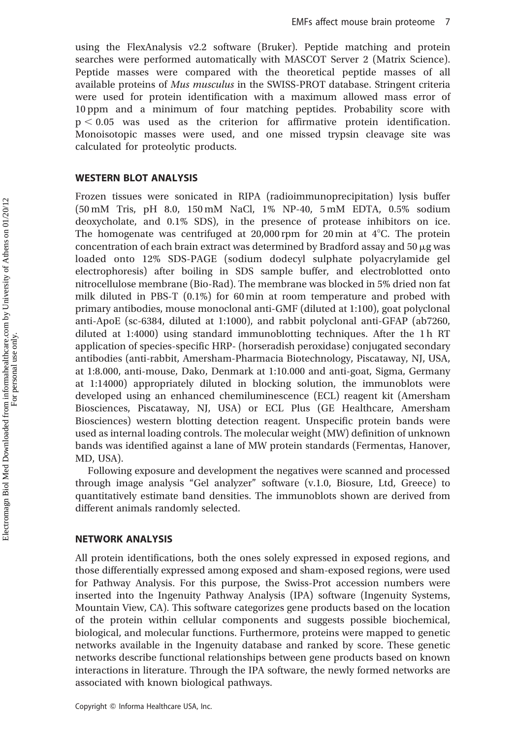using the FlexAnalysis v2.2 software (Bruker). Peptide matching and protein searches were performed automatically with MASCOT Server 2 (Matrix Science). Peptide masses were compared with the theoretical peptide masses of all available proteins of *Mus musculus* in the SWISS-PROT database. Stringent criteria were used for protein identification with a maximum allowed mass error of 10 ppm and a minimum of four matching peptides. Probability score with $p < 0.05$ was used as the criterion for affirmative protein identification. Monoisotopic masses were used, and one missed trypsin cleavage site was calculated for proteolytic products.

## WESTERN BLOT ANALYSIS

Frozen tissues were sonicated in RIPA (radioimmunoprecipitation) lysis buffer (50 mM Tris, pH 8.0, 150 mM NaCl, 1% NP-40, 5 mM EDTA, 0.5% sodium deoxycholate, and 0.1% SDS), in the presence of protease inhibitors on ice. The homogenate was centrifuged at 20,000 rpm for 20 min at 4°C. The protein concentration of each brain extract was determined by Bradford assay and 50 μg was loaded onto 12% SDS-PAGE (sodium dodecyl sulphate polyacrylamide gel electrophoresis) after boiling in SDS sample buffer, and electroblotted onto nitrocellulose membrane (Bio-Rad). The membrane was blocked in 5% dried non fat milk diluted in PBS-T (0.1%) for 60 min at room temperature and probed with primary antibodies, mouse monoclonal anti-GMF (diluted at 1:100), goat polyclonal anti-ApoE (sc-6384, diluted at 1:1000), and rabbit polyclonal anti-GFAP (ab7260, diluted at 1:4000) using standard immunoblotting techniques. After the 1 h RT application of species-specific HRP- (horseradish peroxidase) conjugated secondary antibodies (anti-rabbit, Amersham-Pharmacia Biotechnology, Piscataway, NJ, USA, at 1:8.000, anti-mouse, Dako, Denmark at 1:10.000 and anti-goat, Sigma, Germany at 1:14000) appropriately diluted in blocking solution, the immunoblots were developed using an enhanced chemiluminescence (ECL) reagent kit (Amersham Biosciences, Piscataway, NJ, USA) or ECL Plus (GE Healthcare, Amersham Biosciences) western blotting detection reagent. Unspecific protein bands were used as internal loading controls. The molecular weight (MW) definition of unknown bands was identified against a lane of MW protein standards (Fermentas, Hanover, MD, USA).

Following exposure and development the negatives were scanned and processed through image analysis "Gel analyzer" software (v.1.0, Biosure, Ltd, Greece) to quantitatively estimate band densities. The immunoblots shown are derived from different animals randomly selected.

## NETWORK ANALYSIS

All protein identifications, both the ones solely expressed in exposed regions, and those differentially expressed among exposed and sham-exposed regions, were used for Pathway Analysis. For this purpose, the Swiss-Prot accession numbers were inserted into the Ingenuity Pathway Analysis (IPA) software (Ingenuity Systems, Mountain View, CA). This software categorizes gene products based on the location of the protein within cellular components and suggests possible biochemical, biological, and molecular functions. Furthermore, proteins were mapped to genetic networks available in the Ingenuity database and ranked by score. These genetic networks describe functional relationships between gene products based on known interactions in literature. Through the IPA software, the newly formed networks are associated with known biological pathways.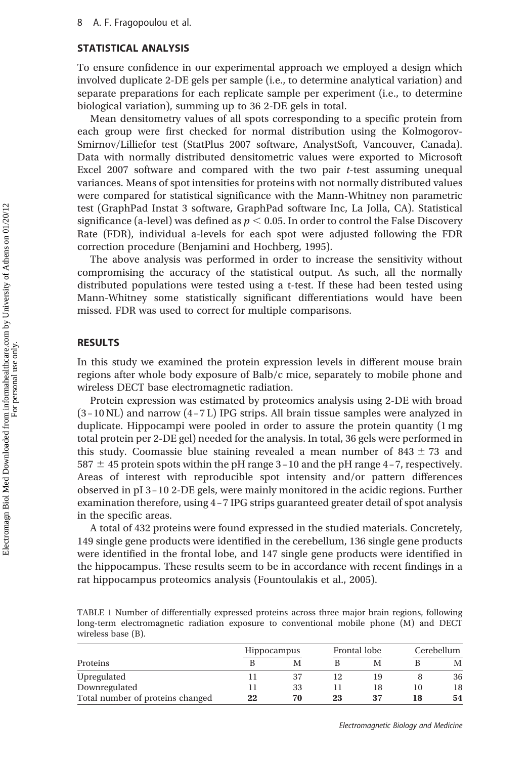## STATISTICAL ANALYSIS

To ensure confidence in our experimental approach we employed a design which involved duplicate 2-DE gels per sample (i.e., to determine analytical variation) and separate preparations for each replicate sample per experiment (i.e., to determine biological variation), summing up to 36 2-DE gels in total.

Mean densitometry values of all spots corresponding to a specific protein from each group were first checked for normal distribution using the Kolmogorov-Smirnov/Lilliefor test (StatPlus 2007 software, AnalystSoft, Vancouver, Canada). Data with normally distributed densitometric values were exported to Microsoft Excel 2007 software and compared with the two pair *t*-test assuming unequal variances. Means of spot intensities for proteins with not normally distributed values were compared for statistical significance with the Mann-Whitney non parametric test (GraphPad Instat 3 software, GraphPad software Inc, La Jolla, CA). Statistical significance (a-level) was defined as $p < 0.05$. In order to control the False Discovery Rate (FDR), individual a-levels for each spot were adjusted following the FDR correction procedure (Benjamini and Hochberg, 1995).

The above analysis was performed in order to increase the sensitivity without compromising the accuracy of the statistical output. As such, all the normally distributed populations were tested using a t-test. If these had been tested using Mann-Whitney some statistically significant differentiations would have been missed. FDR was used to correct for multiple comparisons.

## RESULTS

In this study we examined the protein expression levels in different mouse brain regions after whole body exposure of Balb/c mice, separately to mobile phone and wireless DECT base electromagnetic radiation.

Protein expression was estimated by proteomics analysis using 2-DE with broad (3–10 NL) and narrow (4–7 L) IPG strips. All brain tissue samples were analyzed in duplicate. Hippocampi were pooled in order to assure the protein quantity (1 mg total protein per 2-DE gel) needed for the analysis. In total, 36 gels were performed in this study. Coomassie blue staining revealed a mean number of $843 \pm 73$ and $587 \pm 45$ protein spots within the pH range 3–10 and the pH range 4–7, respectively. Areas of interest with reproducible spot intensity and/or pattern differences observed in pI 3–10 2-DE gels, were mainly monitored in the acidic regions. Further examination therefore, using 4–7 IPG strips guaranteed greater detail of spot analysis in the specific areas.

A total of 432 proteins were found expressed in the studied materials. Concretely, 149 single gene products were identified in the cerebellum, 136 single gene products were identified in the frontal lobe, and 147 single gene products were identified in the hippocampus. These results seem to be in accordance with recent findings in a rat hippocampus proteomics analysis (Fountoulakis et al., 2005).

TABLE 1 Number of differentially expressed proteins across three major brain regions, following long-term electromagnetic radiation exposure to conventional mobile phone (M) and DECT wireless base (B).

| | Hippocampus | | Frontal lobe | | Cerebellum | |
|---|---|---|---|---|---|---|
| Proteins | B | M | B | M | B | M |
| Upregulated | 11 | 37 | 12 | 19 | 8 | 36 |
| Downregulated | 11 | 33 | 11 | 18 | 10 | 18 |
| Total number of proteins changed | **22** | **70** | **23** | **37** | **18** | **54** |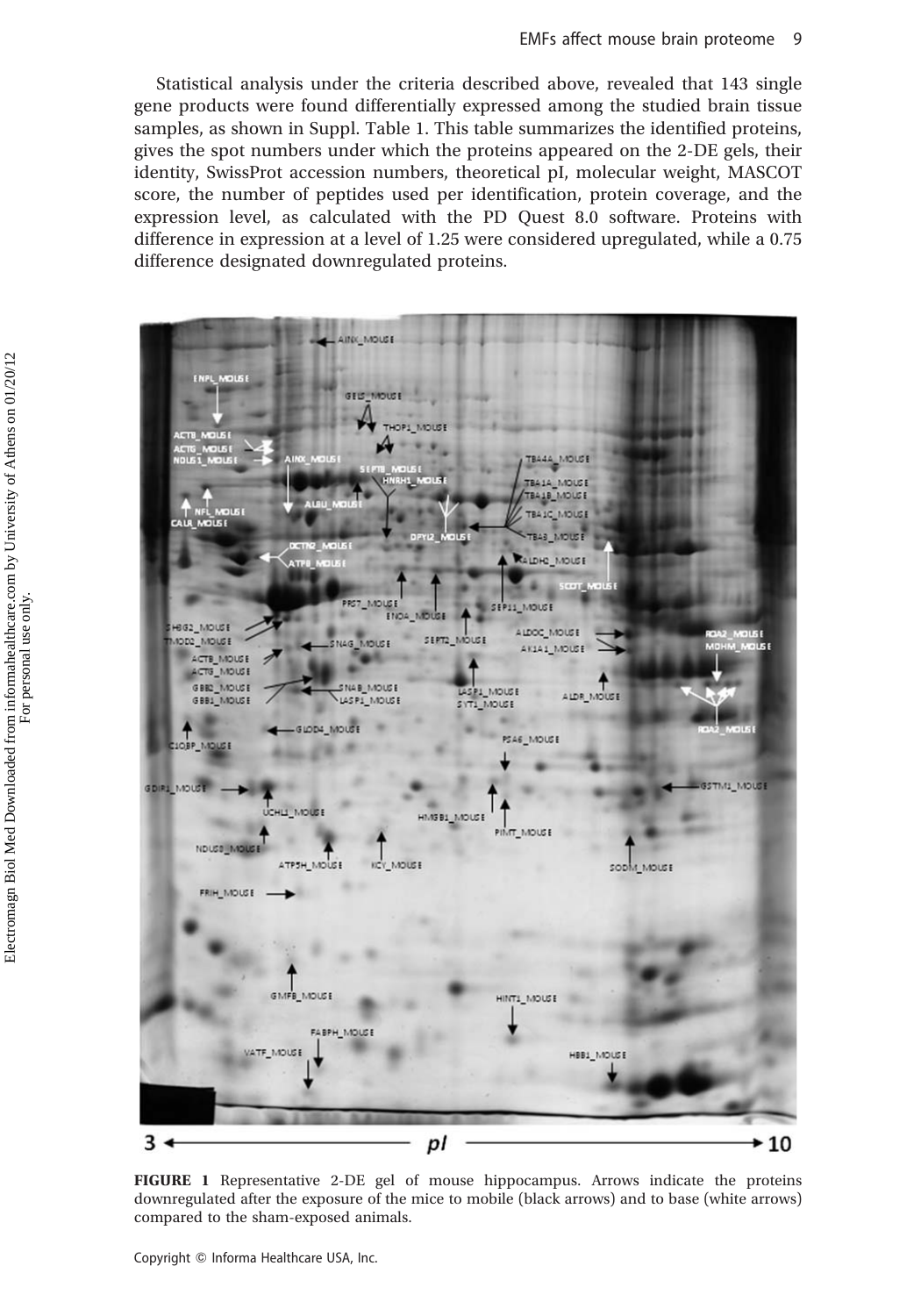Statistical analysis under the criteria described above, revealed that 143 single gene products were found differentially expressed among the studied brain tissue samples, as shown in Suppl. Table 1. This table summarizes the identified proteins, gives the spot numbers under which the proteins appeared on the 2-DE gels, their identity, SwissProt accession numbers, theoretical pI, molecular weight, MASCOT score, the number of peptides used per identification, protein coverage, and the expression level, as calculated with the PD Quest 8.0 software. Proteins with difference in expression at a level of 1.25 were considered upregulated, while a 0.75 difference designated downregulated proteins.

**FIGURE 1** Representative 2-DE gel of mouse hippocampus. Arrows indicate the proteins downregulated after the exposure of the mice to mobile (black arrows) and to base (white arrows) compared to the sham-exposed animals.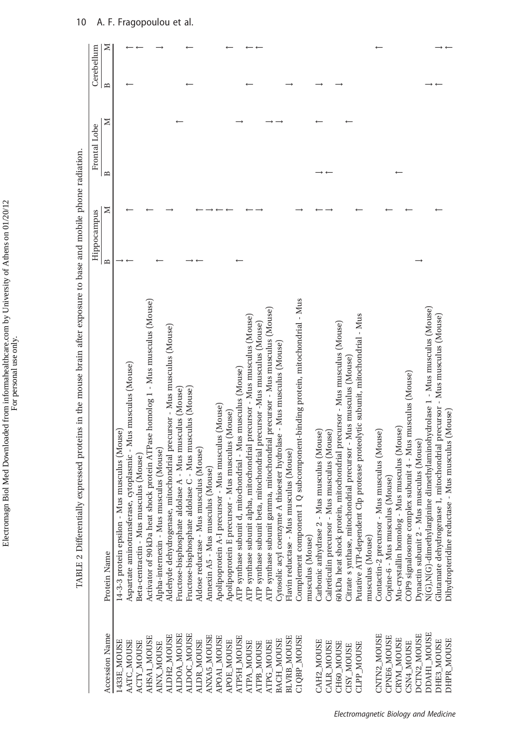TABLE 2 Differentially expressed proteins in the mouse brain after exposure to base and mobile phone radiation.

| Accession Name | Protein Name | Hippocampus | | Frontal Lobe | | Cerebellum | |
|---|---|---|---|---|---|---|---|
| | | B | M | B | M | B | M |
| 1433E_MOUSE | 14-3-3 protein epsilon - Mus musculus (Mouse) | ↓ | | | | | |
| AATC_MOUSE | Aspartate aminotransferase, cytoplasmic - Mus musculus (Mouse) | ↑ | ↑ | | | ↑ | ↑ |
| ACTY_MOUSE | Beta-centractin - Mus musculus (Mouse) | | | | | | ↑ |
| AHSA1_MOUSE | Activator of 90 kDa heat shock protein ATPase homolog 1 - Mus musculus (Mouse) | | ↑ | | | | |
| AINX_MOUSE | Alpha-internexin - Mus musculus (Mouse) | ↑ | | | | | ↓ |
| ALDH2_MOUSE | Aldehyde dehydrogenase, mitochondrial precursor - Mus musculus (Mouse) | | ↓ | | | | |
| ALDOA_MOUSE | Fructose-bisphosphate aldolase A - Mus musculus (Mouse) | | | | ↑ | | |
| ALDOC_MOUSE | Fructose-bisphosphate aldolase C - Mus musculus (Mouse) | ↓ | | | | ↑ | ↑ |
| ALDR_MOUSE | Aldose reductase - Mus musculus (Mouse) | ↑ | ↑ | | | | |
| ANXA5_MOUSE | Annexin A5 - Mus musculus (Mouse) | | ↓ | | | | |
| APOA1_MOUSE | Apolipoprotein A-I precursor - Mus musculus (Mouse) | | ↑ | | | | |
| APOE_MOUSE | Apolipoprotein E precursor - Mus musculus (Mouse) | | ↑ | | | | ↑ |
| ATP5H_MOUSE | ATP synthase subunit d, mitochondrial - Mus musculus (Mouse) | ↑ | | | | | |
| ATPA_MOUSE | ATP synthase subunit alpha, mitochondrial precursor - Mus musculus (Mouse) | | ↑ | | ↓ | ↑ | ↑ |
| ATPB_MOUSE | ATP synthase subunit beta, mitochondrial precursor -Mus musculus (Mouse) | | ↓ | | | | ↑ |
| ATPG_MOUSE | ATP synthase subunit gamma, mitochondrial precursor - Mus musculus (Mouse) | | | | ↓ | | |
| BACH_MOUSE | Cytosolic acyl coenzyme A thioester hydrolase - Mus musculus (Mouse) | | | | ↓ | | |
| BLVRB_MOUSE | Flavin reductase - Mus musculus (Mouse) | | | | | ↓ | |
| C1QBP_MOUSE | Complement component 1 Q subcomponent-binding protein, mitochondrial - Mus musculus (Mouse) | | ↓ | | | | |
| CAH2_MOUSE | Carbonic anhydrase 2 - Mus musculus (Mouse) | | ↑ | ↓ | ↑ | ↓ | |
| CALR_MOUSE | Calreticulin precursor - Mus musculus (Mouse) | | ↓ | ↑ | | | |
| CH60_MOUSE | 60 kDa heat shock protein, mitochondrial precursor - Mus musculus (Mouse) | | | | | ↓ | |
| CISY_MOUSE | Citrate s ynthase, mitochondrial precursor - Mus musculus (Mouse) | | | | ↑ | | |
| CLPP_MOUSE | Putative ATP-dependent Clp protease proteolytic subunit, mitochondrial - Mus musculus (Mouse) | | ↑ | | | | |
| CNTN2_MOUSE | Contactin-2 precursor - Mus musculus (Mouse) | | | | | | ↑ |
| CPNE6_MOUSE | Copine-6 - Mus musculus (Mouse) | | ↑ | | | | |
| CRYM_MOUSE | Mu-crystallin homolog - Mus musculus (Mouse) | | | ↑ | | | |
| CSN4_MOUSE | COP9 signalosome complex subunit 4 - Mus musculus (Mouse) | | ↑ | | | | |
| DCTN2_MOUSE | Dynactin subunit 2 - Mus musculus (Mouse) | ↓ | | | | | |
| DDAH1_MOUSE | N(G),N(G)-dimethylarginine dimethylaminohydrolase 1 - Mus musculus (Mouse) | | | | | ↓ | ↓ |
| DHE3_MOUSE | Glutamate dehydrogenase 1, mitochondrial precursor - Mus musculus (Mouse) | | ↑ | | | ↑ | ↑ |
| DHPR_MOUSE | Dihydropteridine reductase - Mus musculus (Mouse) | | | | | | |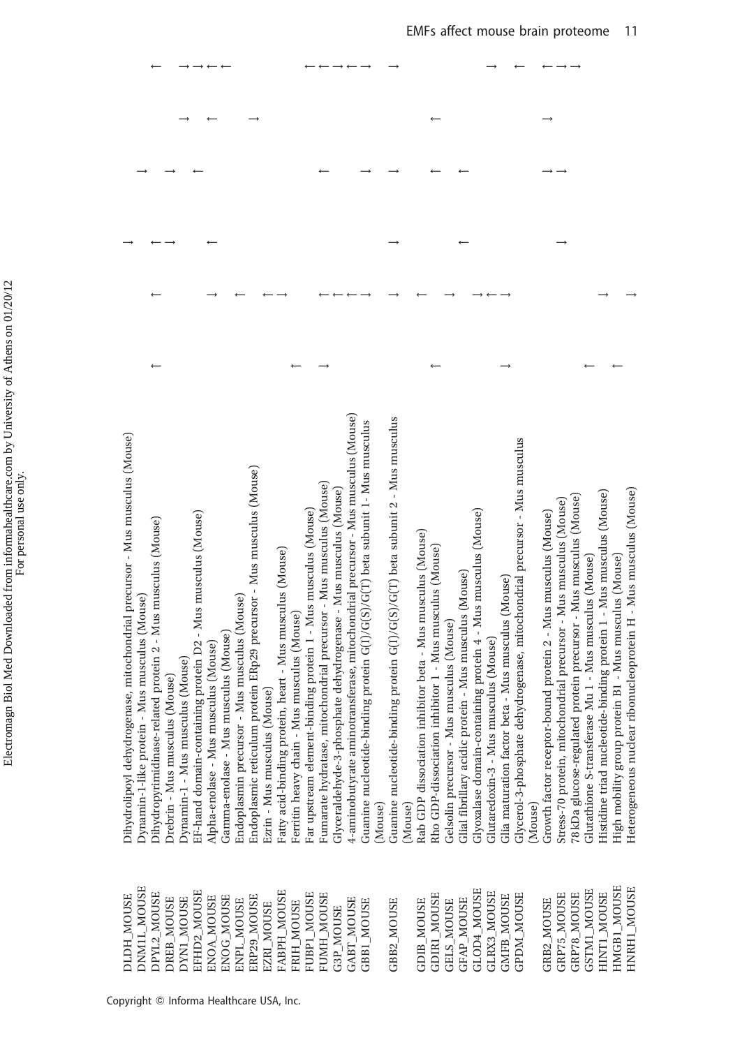| | | | | | | | |
|---|---|---|---|---|---|---|---|
| DLDH_MOUSE | Dihydrolipoyl dehydrogenase, mitochondrial precursor - Mus musculus (Mouse) | | | ↓ | | | |
| DNM1L_MOUSE | Dynamin-1-like protein - Mus musculus (Mouse) | | | | ↓ | | |
| DPYL2_MOUSE | Dihydropyrimidinase-related protein 2 - Mus musculus (Mouse) | ↑ | ↑ | ↑ | | | ↑ |
| DREB_MOUSE | Drebrin - Mus musculus (Mouse) | | | ↓ | ↓ | | |
| DYN1_MOUSE | Dynamin-1 - Mus musculus (Mouse) | | | | | ↓ | ↓ |
| EFHD2_MOUSE | EF-hand domain-containing protein D2 - Mus musculus (Mouse) | | | | ↑ | | ↓ |
| ENOA_MOUSE | Alpha-enolase - Mus musculus (Mouse) | | ↓ | ↑ | | ↑ | ↑ |
| ENOG_MOUSE | Gamma-enolase - Mus musculus (Mouse) | | | | | | ↑ |
| ENPL_MOUSE | Endoplasmin precursor - Mus musculus (Mouse) | | ↑ | | | | |
| ERP29_MOUSE | Endoplasmic reticulum protein ERp29 precursor - Mus musculus (Mouse) | | | | | ↓ | |
| EZRI_MOUSE | Ezrin - Mus musculus (Mouse) | | ↑ | | | | |
| FABPH_MOUSE | Fatty acid-binding protein, heart - Mus musculus (Mouse) | ↑ | ↓ | | | | |
| FRIH_MOUSE | Ferritin heavy chain - Mus musculus (Mouse) | | | | | | |
| FUBP1_MOUSE | Far upstream element-binding protein 1 - Mus musculus (Mouse) | ↓ | | | | | ↑ |
| FUMH_MOUSE | Fumarate hydratase, mitochondrial precursor - Mus musculus (Mouse) | | ↑ | | ↑ | | ↑ |
| G3P_MOUSE | Glyceraldehyde-3-phosphate dehydrogenase - Mus musculus (Mouse) | | ↑ | | | | ↓ |
| GABT_MOUSE | 4-aminobutyrate aminotransferase, mitochondrial precursor - Mus musculus (Mouse) | | ↑ | | | | ↑ |
| GBB1_MOUSE | Guanine nucleotide-binding protein G(I)/G(S)/G(T) beta subunit 1- Mus musculus (Mouse) | | ↓ | | ↓ | | ↓ |
| GBB2_MOUSE | Guanine nucleotide-binding protein G(I)/G(S)/G(T) beta subunit 2 - Mus musculus (Mouse) | | ↓ | ↓ | ↓ | | ↓ |
| GDIB_MOUSE | Rab GDP dissociation inhibitor beta - Mus musculus (Mouse) | | ↑ | | | | |
| GDIR1_MOUSE | Rho GDP-dissociation inhibitor 1 - Mus musculus (Mouse) | ↑ | | | ↑ | ↑ | |
| GELS_MOUSE | Gelsolin precursor - Mus musculus (Mouse) | | ↓ | | | | |
| GFAP_MOUSE | Glial fibrillary acidic protein - Mus musculus (Mouse) | | | ↑ | ↑ | | |
| GLOD4_MOUSE | Glyoxalase domain-containing protein 4 - Mus musculus (Mouse) | | ↓ | | | | |
| GLRX3_MOUSE | Glutaredoxin-3 - Mus musculus (Mouse) | | ↑ | | | | ↓ |
| GMFB_MOUSE | Glia maturation factor beta - Mus musculus (Mouse) | ↓ | ↓ | | | | |
| GPDM_MOUSE | Glycerol-3-phosphate dehydrogenase, mitochondrial precursor - Mus musculus (Mouse) | | | | | | ↑ |
| GRB2_MOUSE | Growth factor receptor-bound protein 2 - Mus musculus (Mouse) | | | | ↓ | ↓ | ↑ |
| GRP75_MOUSE | Stress-70 protein, mitochondrial precursor - Mus musculus (Mouse) | | | ↓ | ↓ | | ↓ |
| GRP78_MOUSE | 78 kDa glucose-regulated protein precursor - Mus musculus (Mouse) | | | | | | ↓ |
| GSTM1_MOUSE | Glutathione S-transferase Mu 1 - Mus musculus (Mouse) | ↑ | | | | | |
| HINT1_MOUSE | Histidine triad nucleotide-binding protein 1 - Mus musculus (Mouse) | | ↓ | | | | |
| HMGB1_MOUSE | High mobility group protein B1 - Mus musculus (Mouse) | ↑ | | | | | |
| HNRH1_MOUSE | Heterogeneous nuclear ribonucleoprotein H - Mus musculus (Mouse) | | ↓ | | | | |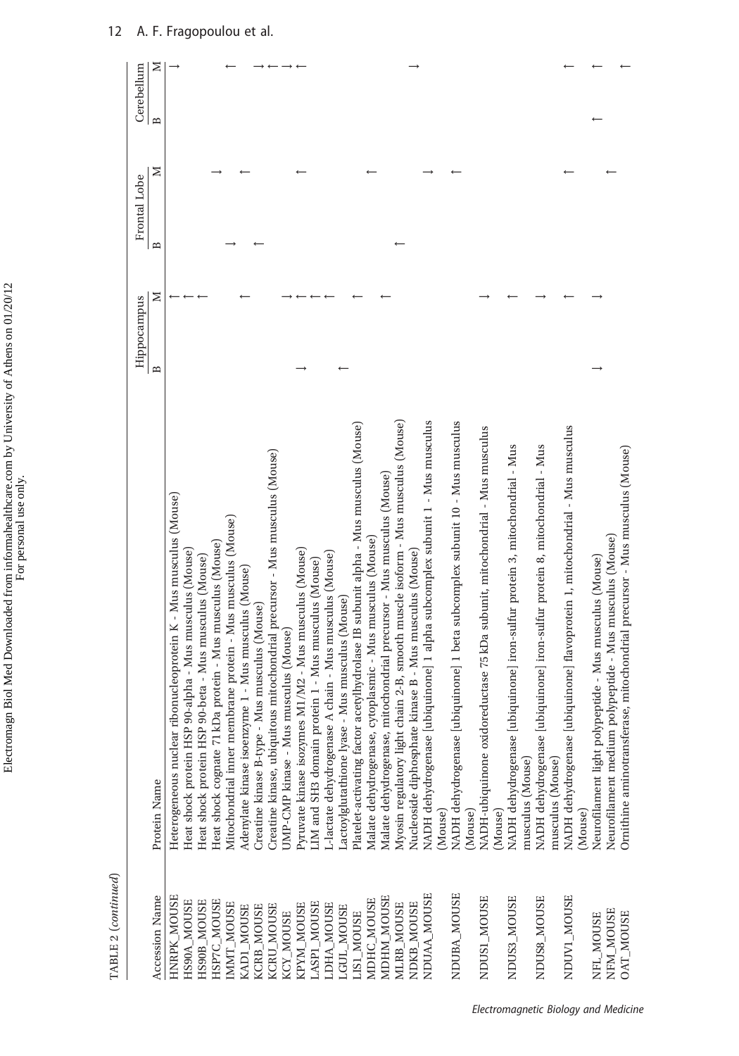TABLE 2 (*continued*)

| Accession Name | Protein Name | Hippocampus | | Frontal Lobe | | Cerebellum | |
|---|---|---|---|---|---|---|---|
| | | B | M | B | M | B | M |
| HNRPK_MOUSE | Heterogeneous nuclear ribonucleoprotein K - Mus musculus (Mouse) | | ↑ | | | | ↓ |
| HS90A_MOUSE | Heat shock protein HSP 90-alpha - Mus musculus (Mouse) | | ↑ | | | | |
| HS90B_MOUSE | Heat shock protein HSP 90-beta - Mus musculus (Mouse) | | ↑ | | | | |
| HSP7C_MOUSE | Heat shock cognate 71 kDa protein - Mus musculus (Mouse) | | | | | | |
| IMMT_MOUSE | Mitochondrial inner membrane protein - Mus musculus (Mouse) | | | | ↓ | | |
| KAD1_MOUSE | Adenylate kinase isoenzyme 1 - Mus musculus (Mouse) | | ↑ | | ↑ | | ↑ |
| KCRB_MOUSE | Creatine kinase B-type - Mus musculus (Mouse) | | | | | | |
| KCRU_MOUSE | Creatine kinase, ubiquitous mitochondrial precursor - Mus musculus (Mouse) | | | ↓ | | | |
| KCY_MOUSE | UMP-CMP kinase - Mus musculus (Mouse) | | ↓ | ↑ | | | ↓ |
| KPYM_MOUSE | Pyruvate kinase isozymes M1/M2 - Mus musculus (Mouse) | ↓ | ↑ | | ↑ | | ↑ |
| LASP1_MOUSE | LIM and SH3 domain protein 1 - Mus musculus (Mouse) | | ↑ | | | | ↓ |
| LDHA_MOUSE | L-lactate dehydrogenase A chain - Mus musculus (Mouse) | | ↑ | | | | ↑ |
| LGUL_MOUSE | Lactoylglutathione lyase - Mus musculus (Mouse) | ↑ | | | | | |
| LIS1_MOUSE | Platelet-activating factor acetylhydrolase IB subunit alpha - Mus musculus (Mouse) | | ↑ | | | | |
| MDHC_MOUSE | Malate dehydrogenase, cytoplasmic - Mus musculus (Mouse) | | | | | | |
| MDHM_MOUSE | Malate dehydrogenase, mitochondrial precursor - Mus musculus (Mouse) | | ↑ | | ↑ | | |
| MLRB_MOUSE | Myosin regulatory light chain 2-B, smooth muscle isoform - Mus musculus (Mouse) | | | | | | |
| NDKB_MOUSE | Nucleoside diphosphate kinase B - Mus musculus (Mouse) | | | ↑ | | | |
| NDUAA_MOUSE | NADH dehydrogenase [ubiquinone] 1 alpha subcomplex subunit 1 - Mus musculus (Mouse) | | ↓ | | ↓ | | ↓ |
| NDUBA_MOUSE | NADH dehydrogenase [ubiquinone] 1 beta subcomplex subunit 10 - Mus musculus (Mouse) | | | | ↑ | | |
| NDUS1_MOUSE | NADH-ubiquinone oxidoreductase 75 kDa subunit, mitochondrial - Mus musculus (Mouse) | | ↓ | | | | |
| NDUS3_MOUSE | NADH dehydrogenase [ubiquinone] iron-sulfur protein 3, mitochondrial - Mus musculus (Mouse) | | ↑ | | | | |
| NDUS8_MOUSE | NADH dehydrogenase [ubiquinone] iron-sulfur protein 8, mitochondrial - Mus musculus (Mouse) | | ↓ | | | | |
| NDUV1_MOUSE | NADH dehydrogenase [ubiquinone] flavoprotein 1, mitochondrial - Mus musculus (Mouse) | | ↑ | | ↑ | | ↑ |
| NFL_MOUSE | Neurofilament light polypeptide - Mus musculus (Mouse) | ↓ | ↓ | | | ↑ | ↑ |
| NFM_MOUSE | Neurofilament medium polypeptide - Mus musculus (Mouse) | | | | ↑ | | |
| OAT_MOUSE | Ornithine aminotransferase, mitochondrial precursor - Mus musculus (Mouse) | | | | | | ↑ |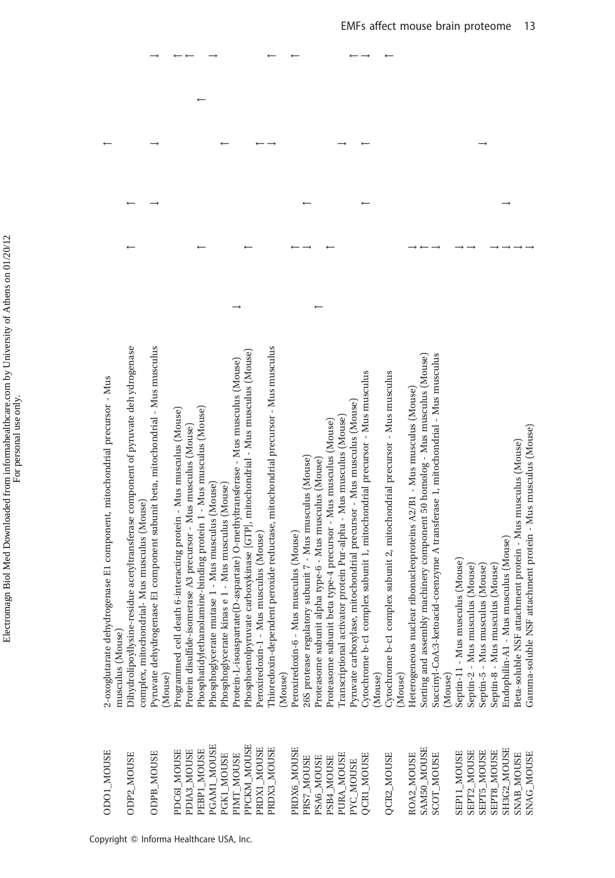| | | | | | | | |
|---|---|---|---|---|---|---|---|
| ODO1_MOUSE | 2-oxoglutarate dehydrogenase E1 component, mitochondrial precursor - Mus musculus (Mouse) | | | | ↑ | | |
| ODP2_MOUSE | Dihydrolipoyllysine-residue acetyltransferase component of pyruvate dehydrogenase complex, mitochondrial- Mus musculus (Mouse) | | ↑ | ↑ | | | |
| ODPB_MOUSE | Pyruvate dehydrogenase E1 component subunit beta, mitochondrial - Mus musculus (Mouse) | | | ↓ | ↓ | | ↓ |
| PDC6I_MOUSE | Programmed cell death 6-interacting protein - Mus musculus (Mouse) | | | | | | ↑ |
| PDIA3_MOUSE | Protein disulfide-isomerase A3 precursor - Mus musculus (Mouse) | | | | | | ↑ |
| PEBP1_MOUSE | Phosphatidylethanolamine-binding protein 1 - Mus musculus (Mouse) | | ↑ | | | ↑ | |
| PGAM1_MOUSE | Phosphoglycerate mutase 1 - Mus musculus (Mouse) | | | | | | ↓ |
| PGK1_MOUSE | Phosphoglycerate kinas e 1 - Mus musculus (Mouse) | | | | ↑ | | |
| PIMT_MOUSE | Protein-L-isoaspartate(D-aspartate) O-methyltransferase - Mus musculus (Mouse) | ↓ | | | | | |
| PPCKM_MOUSE | Phosphoenolpyruvate carboxykinase [GTP], mitochondrial - Mus musculus (Mouse) | | ↑ | | | | |
| PRDX1_MOUSE | Peroxiredoxin-1 - Mus musculus (Mouse) | | | | ↑ | | |
| PRDX3_MOUSE | Thioredoxin-dependent peroxide reductase, mitochondrial precursor - Mus musculus (Mouse) | | | | ↓ | | ↑ |
| PRDX6_MOUSE | Peroxiredoxin-6 - Mus musculus (Mouse) | | ↑ | | | | ↑ |
| PRS7_MOUSE | 26S protease regulatory subunit 7 - Mus musculus (Mouse) | | ↓ | ↑ | | | |
| PSA6_MOUSE | Proteasome subunit alpha type-6 - Mus musculus (Mouse) | ↑ | | | | | |
| PSB4_MOUSE | Proteasome subunit beta type-4 precursor - Mus musculus (Mouse) | | ↑ | | | | |
| PURA_MOUSE | Transcriptional activator protein Pur-alpha - Mus musculus (Mouse) | | | | ↓ | | ↑ |
| PYC_MOUSE | Pyruvate carboxylase, mitochondrial precursor - Mus musculus (Mouse) | | | | | | ↓ |
| QCR1_MOUSE | Cytochrome b-c1 complex subunit 1, mitochondrial precursor - Mus musculus (Mouse) | | | ↑ | ↑ | | |
| QCR2_MOUSE | Cytochrome b-c1 complex subunit 2, mitochondrial precursor - Mus musculus (Mouse) | | | | | | ↑ |
| ROA2_MOUSE | Heterogeneous nuclear ribonucleoproteins A2/B1 - Mus musculus (Mouse) | | ↓ | | | | |
| SAM50_MOUSE | Sorting and assembly machinery component 50 homolog - Mus musculus (Mouse) | | ↑ | | | | |
| SCOT_MOUSE | Succinyl-CoA:3-ketoacid-coenzyme A transferase 1, mitochondrial - Mus musculus (Mouse) | | ↓ | | | | |
| SEP11_MOUSE | Septin-11 - Mus musculus (Mouse) | | ↓ | | | | |
| SEPT2_MOUSE | Septin-2 - Mus musculus (Mouse) | | ↓ | | | | |
| SEPT5_MOUSE | Septin-5 - Mus musculus (Mouse) | | | | ↓ | | |
| SEPT8_MOUSE | Septin-8 - Mus musculus (Mouse) | | ↓ | | | | |
| SH3G2_MOUSE | Endophilin-A1 - Mus musculus (Mouse) | | ↓ | ↓ | | | |
| SNAB_MOUSE | Beta-soluble NSF attachment protein - Mus musculus (Mouse) | | ↓ | | | | |
| SNAG_MOUSE | Gamma-soluble NSF attachment protein - Mus musculus (Mouse) | | ↓ | | | | |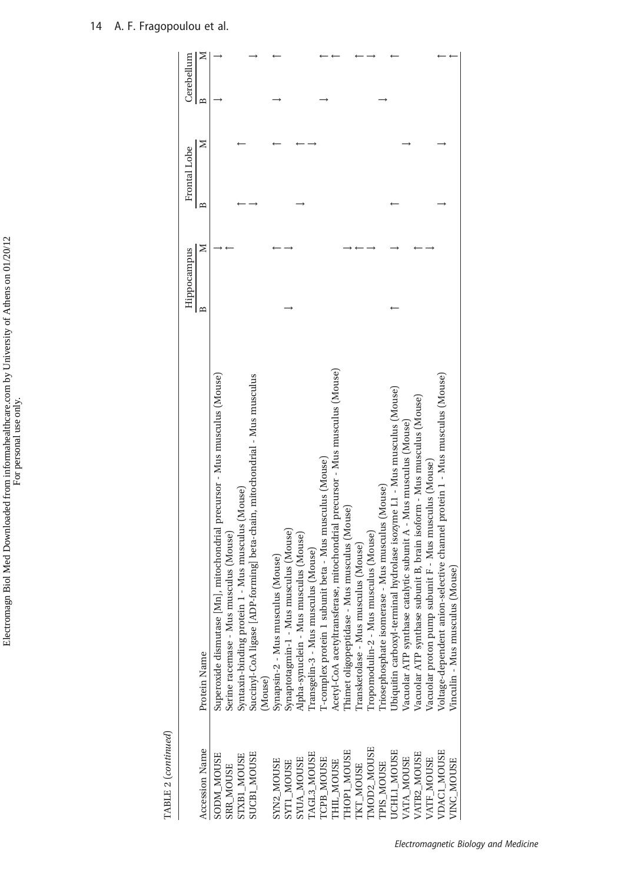TABLE 2 (*continued*)

| Accession Name | Protein Name | Hippocampus | | Frontal Lobe | | Cerebellum | |
|---|---|---|---|---|---|---|---|
| | | B | M | B | M | B | M |
| SODM_MOUSE | Superoxide dismutase [Mn], mitochondrial precursor - Mus musculus (Mouse) | | ↓ | | | ↓ | ↓ |
| SRR_MOUSE | Serine racemase - Mus musculus (Mouse) | | ↑ | | | | |
| STXB1_MOUSE | Syntaxin-binding protein 1 - Mus musculus (Mouse) | | | ↑ | ↑ | | |
| SUCB1_MOUSE | Succinyl-CoA ligase [ADP-forming] beta-chain, mitochondrial - Mus musculus (Mouse) | | | ↓ | | | ↓ |
| SYN2_MOUSE | Synapsin-2 - Mus musculus (Mouse) | | ↑ | | ↑ | | ↑ |
| SYT1_MOUSE | Synaptotagmin-1 - Mus musculus (Mouse) | ↓ | ↓ | | | ↓ | |
| SYUA_MOUSE | Alpha-synuclein - Mus musculus (Mouse) | | | ↓ | ↑ | | |
| TAGL3_MOUSE | Transgelin-3 - Mus musculus (Mouse) | | | | ↓ | | |
| TCPB_MOUSE | T-complex protein 1 subunit beta - Mus musculus (Mouse) | | | | | ↓ | ↑ |
| THIL_MOUSE | Acetyl-CoA acetyltransferase, mitochondrial precursor - Mus musculus (Mouse) | | | | | | ↑ |
| THOP1_MOUSE | Thimet oligopeptidase - Mus musculus (Mouse) | | ↓ | | | | ↑ |
| TKT_MOUSE | Transketolase - Mus musculus (Mouse) | | ↑ | | | | ↓ |
| TMOD2_MOUSE | Tropomodulin-2 - Mus musculus (Mouse) | | ↓ | | | | ↓ |
| TPIS_MOUSE | Triosephosphate isomerase - Mus musculus (Mouse) | | | | | ↓ | |
| UCHL1_MOUSE | Ubiquitin carboxyl-terminal hydrolase isozyme L1 - Mus musculus (Mouse) | ↑ | ↓ | ↑ | | | ↑ |
| VATA_MOUSE | Vacuolar ATP synthase catalytic subunit A - Mus musculus (Mouse) | | | | ↓ | | |
| VATB2_MOUSE | Vacuolar ATP synthase subunit B, brain isoform - Mus musculus (Mouse) | | ↑ | | | | |
| VATF_MOUSE | Vacuolar proton pump subunit F - Mus musculus (Mouse) | | ↓ | | | | |
| VDAC1_MOUSE | Voltage-dependent anion-selective channel protein 1 - Mus musculus (Mouse) | | | ↓ | ↓ | | ↑ |
| VINC_MOUSE | Vinculin - Mus musculus (Mouse) | | | | | | ↑ |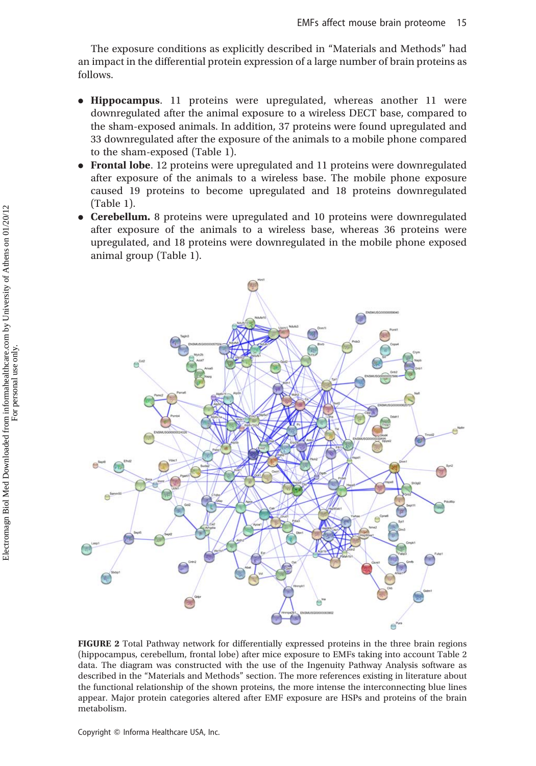The exposure conditions as explicitly described in "Materials and Methods" had an impact in the differential protein expression of a large number of brain proteins as follows.

- **Hippocampus**. 11 proteins were upregulated, whereas another 11 were downregulated after the animal exposure to a wireless DECT base, compared to the sham-exposed animals. In addition, 37 proteins were found upregulated and 33 downregulated after the exposure of the animals to a mobile phone compared to the sham-exposed (Table 1).
- **Frontal lobe**. 12 proteins were upregulated and 11 proteins were downregulated after exposure of the animals to a wireless base. The mobile phone exposure caused 19 proteins to become upregulated and 18 proteins downregulated (Table 1).
- **Cerebellum.** 8 proteins were upregulated and 10 proteins were downregulated after exposure of the animals to a wireless base, whereas 36 proteins were upregulated, and 18 proteins were downregulated in the mobile phone exposed animal group (Table 1).

**FIGURE 2** Total Pathway network for differentially expressed proteins in the three brain regions (hippocampus, cerebellum, frontal lobe) after mice exposure to EMFs taking into account Table 2 data. The diagram was constructed with the use of the Ingenuity Pathway Analysis software as described in the "Materials and Methods" section. The more references existing in literature about the functional relationship of the shown proteins, the more intense the interconnecting blue lines appear. Major protein categories altered after EMF exposure are HSPs and proteins of the brain metabolism.

Copyright © Informa Healthcare USA, Inc.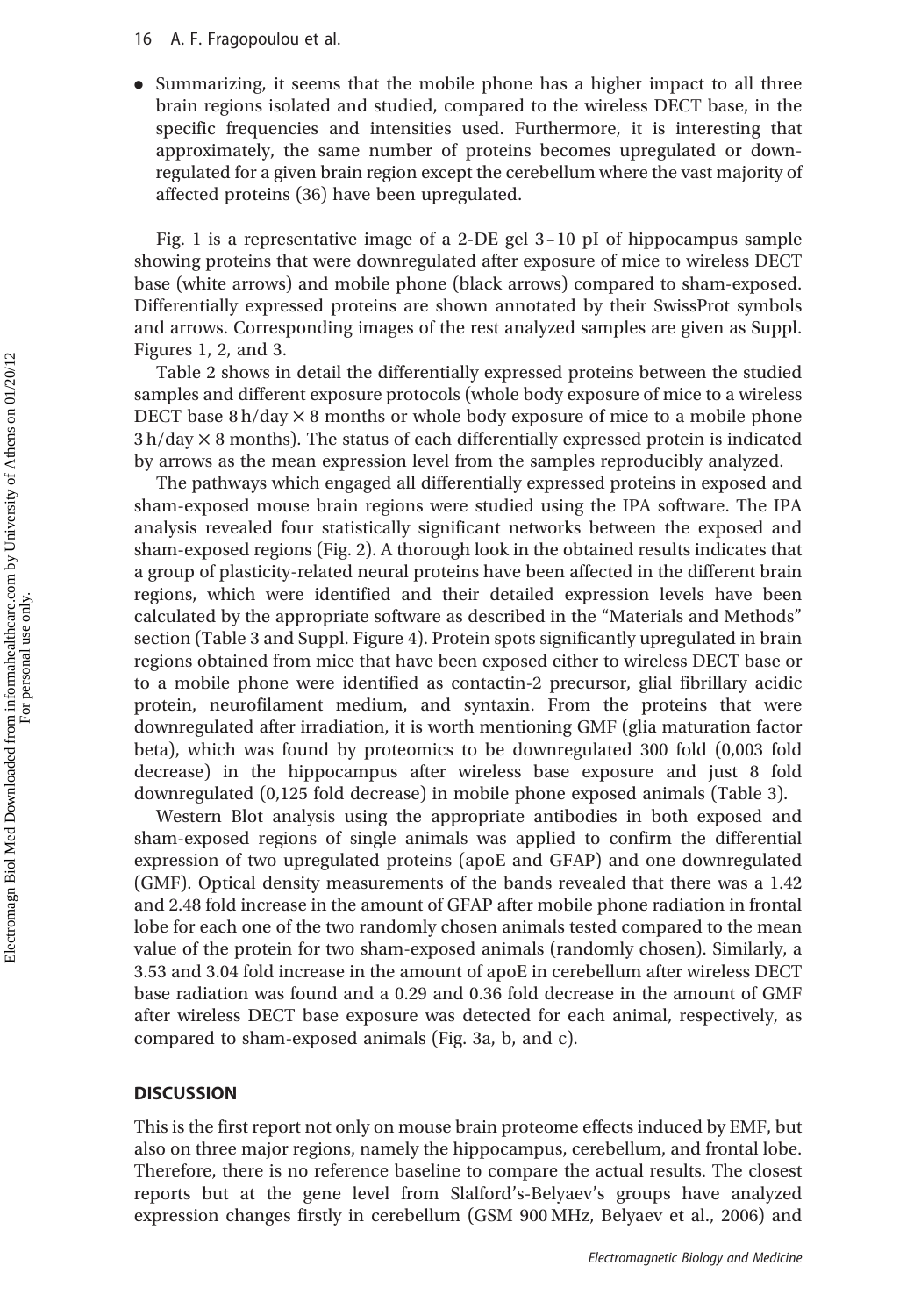- Summarizing, it seems that the mobile phone has a higher impact to all three brain regions isolated and studied, compared to the wireless DECT base, in the specific frequencies and intensities used. Furthermore, it is interesting that approximately, the same number of proteins becomes upregulated or downregulated for a given brain region except the cerebellum where the vast majority of affected proteins (36) have been upregulated.

Fig. 1 is a representative image of a 2-DE gel 3–10 pI of hippocampus sample showing proteins that were downregulated after exposure of mice to wireless DECT base (white arrows) and mobile phone (black arrows) compared to sham-exposed. Differentially expressed proteins are shown annotated by their SwissProt symbols and arrows. Corresponding images of the rest analyzed samples are given as Suppl. Figures 1, 2, and 3.

Table 2 shows in detail the differentially expressed proteins between the studied samples and different exposure protocols (whole body exposure of mice to a wireless DECT base 8 h/day × 8 months or whole body exposure of mice to a mobile phone 3 h/day × 8 months). The status of each differentially expressed protein is indicated by arrows as the mean expression level from the samples reproducibly analyzed.

The pathways which engaged all differentially expressed proteins in exposed and sham-exposed mouse brain regions were studied using the IPA software. The IPA analysis revealed four statistically significant networks between the exposed and sham-exposed regions (Fig. 2). A thorough look in the obtained results indicates that a group of plasticity-related neural proteins have been affected in the different brain regions, which were identified and their detailed expression levels have been calculated by the appropriate software as described in the "Materials and Methods" section (Table 3 and Suppl. Figure 4). Protein spots significantly upregulated in brain regions obtained from mice that have been exposed either to wireless DECT base or to a mobile phone were identified as contactin-2 precursor, glial fibrillary acidic protein, neurofilament medium, and syntaxin. From the proteins that were downregulated after irradiation, it is worth mentioning GMF (glia maturation factor beta), which was found by proteomics to be downregulated 300 fold (0,003 fold decrease) in the hippocampus after wireless base exposure and just 8 fold downregulated (0,125 fold decrease) in mobile phone exposed animals (Table 3).

Western Blot analysis using the appropriate antibodies in both exposed and sham-exposed regions of single animals was applied to confirm the differential expression of two upregulated proteins (apoE and GFAP) and one downregulated (GMF). Optical density measurements of the bands revealed that there was a 1.42 and 2.48 fold increase in the amount of GFAP after mobile phone radiation in frontal lobe for each one of the two randomly chosen animals tested compared to the mean value of the protein for two sham-exposed animals (randomly chosen). Similarly, a 3.53 and 3.04 fold increase in the amount of apoE in cerebellum after wireless DECT base radiation was found and a 0.29 and 0.36 fold decrease in the amount of GMF after wireless DECT base exposure was detected for each animal, respectively, as compared to sham-exposed animals (Fig. 3a, b, and c).

## DISCUSSION

This is the first report not only on mouse brain proteome effects induced by EMF, but also on three major regions, namely the hippocampus, cerebellum, and frontal lobe. Therefore, there is no reference baseline to compare the actual results. The closest reports but at the gene level from Slalford's-Belyaev's groups have analyzed expression changes firstly in cerebellum (GSM 900 MHz, Belyaev et al., 2006) and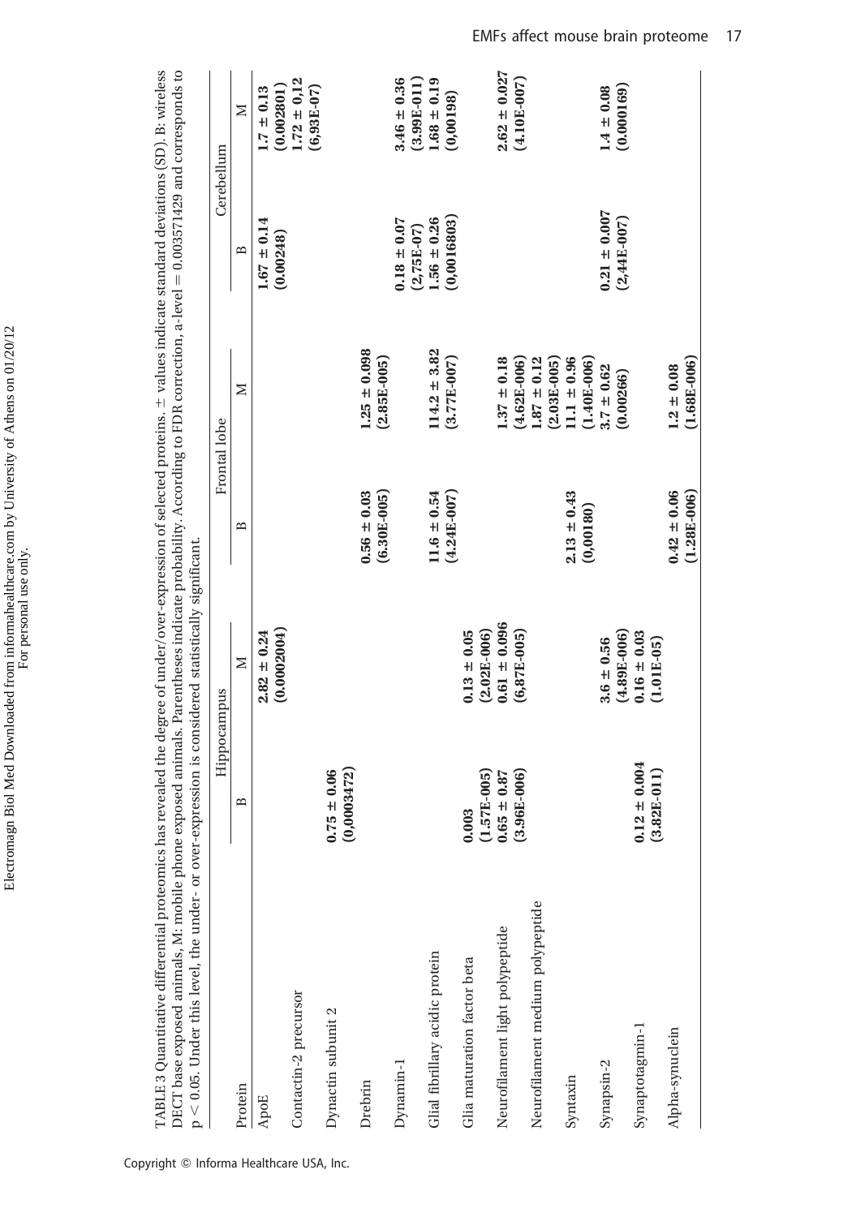TABLE 3 Quantitative differential proteomics has revealed the degree of under/over-expression of selected proteins. ± values indicate standard deviations (SD). B: wireless DECT base exposed animals, M: mobile phone exposed animals. Parentheses indicate probability. According to FDR correction, a-level = 0.003571429 and corresponds to $p < 0.05$. Under this level, the under- or over-expression is considered statistically significant.

| Protein | Hippocampus | | Frontal lobe | | Cerebellum | |
|---|---|---|---|---|---|---|
| | B | M | B | M | B | M |
| ApoE | | **2.82 ± 0.24 (0.0002004)** | | | **1.67 ± 0.14 (0.00248)** | **1.7 ± 0.13 (0.002801)** |
| Contactin-2 precursor | | | | | | **1.72 ± 0,12 (6,93E-07)** |
| Dynactin subunit 2 | **0.75 ± 0.06 (0,0003472)** | | | | | |
| Drebrin | | | **0.56 ± 0.03 (6.30E-005)** | **1.25 ± 0.098 (2.85E-005)** | | |
| Dynamin-1 | | | | | **0.18 ± 0.07 (2,75E-07)** | **3.46 ± 0.36 (3.99E-011)** |
| Glial fibrillary acidic protein | | | **11.6 ± 0.54 (4.24E-007)** | **114.2 ± 3.82 (3.77E-007)** | **1.56 ± 0.26 (0,0016803)** | **1.68 ± 0.19 (0,00198)** |
| Glia maturation factor beta | **0.003 (1.57E-005)** | **0.13 ± 0.05 (2.02E-006)** | | | | |
| Neurofilament light polypeptide | **0.65 ± 0.87 (3.96E-006)** | **0.61 ± 0.096 (6,87E-005)** | | **1.37 ± 0.18 (4.62E-006)** | | **2.62 ± 0.027 (4.10E-007)** |
| Neurofilament medium polypeptide | | | | **1.87 ± 0.12 (2.03E-005)** | | |
| Syntaxin | | | **2.13 ± 0.43 (0,00180)** | **11.1 ± 0.96 (1.40E-006)** | | |
| Synapsin-2 | | **3.6 ± 0.56 (4.89E-006)** | | **3.7 ± 0.62 (0.00266)** | **0.21 ± 0.007 (2,44E-007)** | **1.4 ± 0.08 (0.000169)** |
| Synaptotagmin-1 | **0.12 ± 0.004 (3.82E-011)** | **0.16 ± 0.03 (1.01E-05)** | | | | |
| Alpha-synuclein | | | **0.42 ± 0.06 (1.28E-006)** | **1.2 ± 0.08 (1.68E-006)** | | |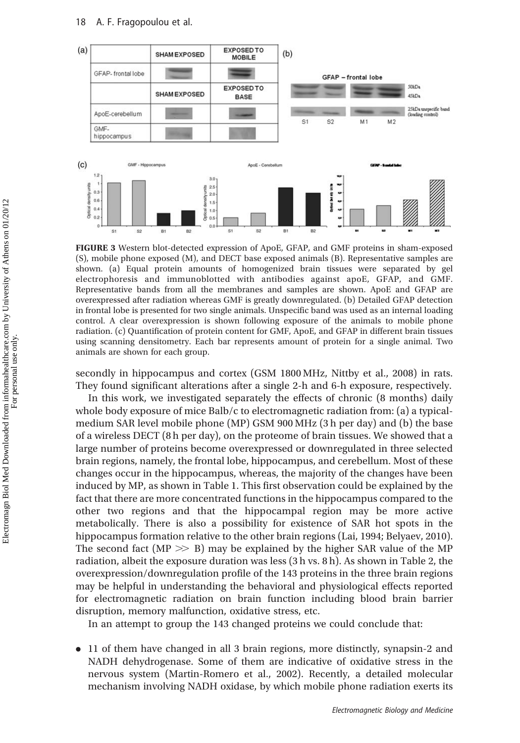FIGURE 3 Western blot-detected expression of ApoE, GFAP, and GMF proteins in sham-exposed (S), mobile phone exposed (M), and DECT base exposed animals (B). Representative samples are shown. (a) Equal protein amounts of homogenized brain tissues were separated by gel electrophoresis and immunoblotted with antibodies against apoE, GFAP, and GMF. Representative bands from all the membranes and samples are shown. ApoE and GFAP are overexpressed after radiation whereas GMF is greatly downregulated. (b) Detailed GFAP detection in frontal lobe is presented for two single animals. Unspecific band was used as an internal loading control. A clear overexpression is shown following exposure of the animals to mobile phone radiation. (c) Quantification of protein content for GMF, ApoE, and GFAP in different brain tissues using scanning densitometry. Each bar represents amount of protein for a single animal. Two animals are shown for each group.

secondly in hippocampus and cortex (GSM 1800 MHz, Nittby et al., 2008) in rats. They found significant alterations after a single 2-h and 6-h exposure, respectively.

In this work, we investigated separately the effects of chronic (8 months) daily whole body exposure of mice Balb/c to electromagnetic radiation from: (a) a typical-medium SAR level mobile phone (MP) GSM 900 MHz (3 h per day) and (b) the base of a wireless DECT (8 h per day), on the proteome of brain tissues. We showed that a large number of proteins become overexpressed or downregulated in three selected brain regions, namely, the frontal lobe, hippocampus, and cerebellum. Most of these changes occur in the hippocampus, whereas, the majority of the changes have been induced by MP, as shown in Table 1. This first observation could be explained by the fact that there are more concentrated functions in the hippocampus compared to the other two regions and that the hippocampal region may be more active metabolically. There is also a possibility for existence of SAR hot spots in the hippocampus formation relative to the other brain regions (Lai, 1994; Belyaev, 2010). The second fact (MP $\gg$ B) may be explained by the higher SAR value of the MP radiation, albeit the exposure duration was less (3 h vs. 8 h). As shown in Table 2, the overexpression/downregulation profile of the 143 proteins in the three brain regions may be helpful in understanding the behavioral and physiological effects reported for electromagnetic radiation on brain function including blood brain barrier disruption, memory malfunction, oxidative stress, etc.

In an attempt to group the 143 changed proteins we could conclude that:

- 11 of them have changed in all 3 brain regions, more distinctly, synapsin-2 and NADH dehydrogenase. Some of them are indicative of oxidative stress in the nervous system (Martin-Romero et al., 2002). Recently, a detailed molecular mechanism involving NADH oxidase, by which mobile phone radiation exerts its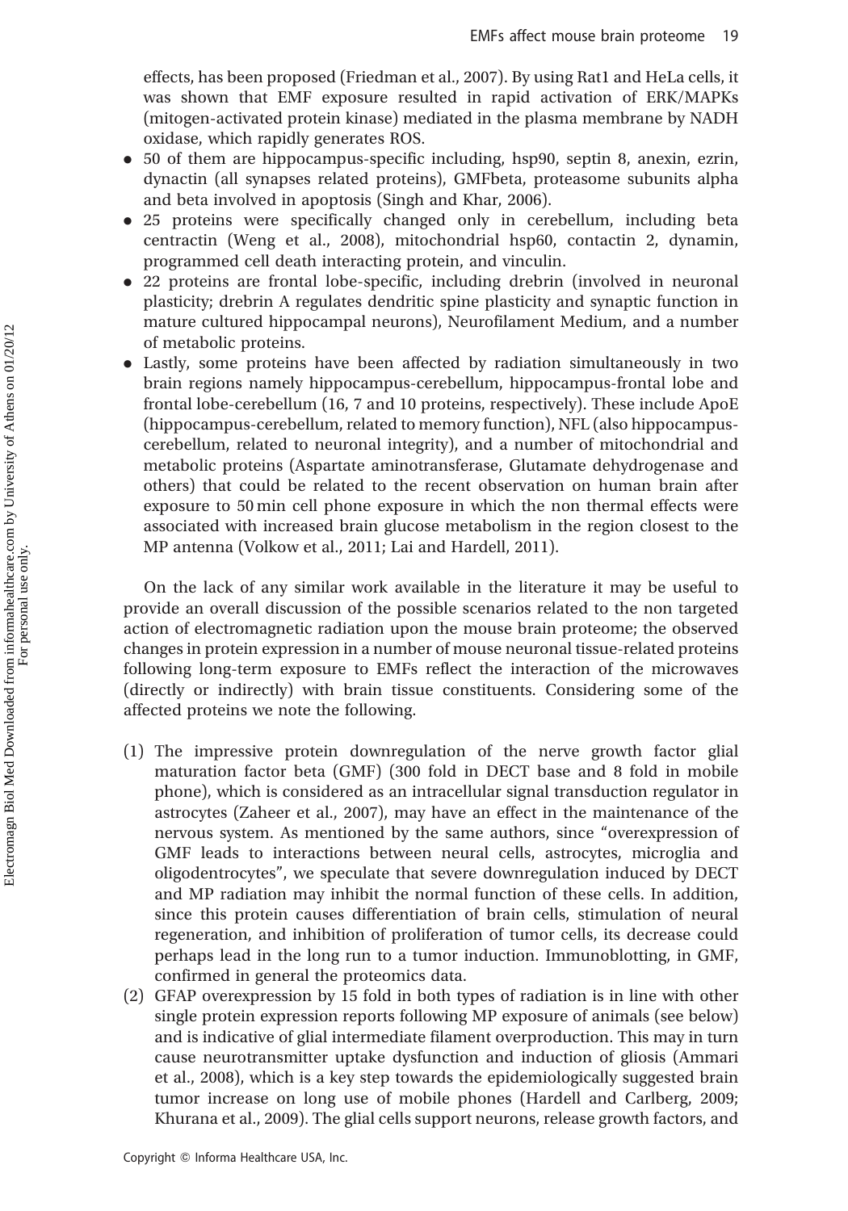effects, has been proposed (Friedman et al., 2007). By using Rat1 and HeLa cells, it was shown that EMF exposure resulted in rapid activation of ERK/MAPKs (mitogen-activated protein kinase) mediated in the plasma membrane by NADH oxidase, which rapidly generates ROS.

- 50 of them are hippocampus-specific including, hsp90, septin 8, anexin, ezrin, dynactin (all synapses related proteins), GMFbeta, proteasome subunits alpha and beta involved in apoptosis (Singh and Khar, 2006).
- 25 proteins were specifically changed only in cerebellum, including beta centractin (Weng et al., 2008), mitochondrial hsp60, contactin 2, dynamin, programmed cell death interacting protein, and vinculin.
- 22 proteins are frontal lobe-specific, including drebrin (involved in neuronal plasticity; drebrin A regulates dendritic spine plasticity and synaptic function in mature cultured hippocampal neurons), Neurofilament Medium, and a number of metabolic proteins.
- Lastly, some proteins have been affected by radiation simultaneously in two brain regions namely hippocampus-cerebellum, hippocampus-frontal lobe and frontal lobe-cerebellum (16, 7 and 10 proteins, respectively). These include ApoE (hippocampus-cerebellum, related to memory function), NFL (also hippocampus-cerebellum, related to neuronal integrity), and a number of mitochondrial and metabolic proteins (Aspartate aminotransferase, Glutamate dehydrogenase and others) that could be related to the recent observation on human brain after exposure to 50 min cell phone exposure in which the non thermal effects were associated with increased brain glucose metabolism in the region closest to the MP antenna (Volkow et al., 2011; Lai and Hardell, 2011).

On the lack of any similar work available in the literature it may be useful to provide an overall discussion of the possible scenarios related to the non targeted action of electromagnetic radiation upon the mouse brain proteome; the observed changes in protein expression in a number of mouse neuronal tissue-related proteins following long-term exposure to EMFs reflect the interaction of the microwaves (directly or indirectly) with brain tissue constituents. Considering some of the affected proteins we note the following.

(1) The impressive protein downregulation of the nerve growth factor glial maturation factor beta (GMF) (300 fold in DECT base and 8 fold in mobile phone), which is considered as an intracellular signal transduction regulator in astrocytes (Zaheer et al., 2007), may have an effect in the maintenance of the nervous system. As mentioned by the same authors, since "overexpression of GMF leads to interactions between neural cells, astrocytes, microglia and oligodentrocytes", we speculate that severe downregulation induced by DECT and MP radiation may inhibit the normal function of these cells. In addition, since this protein causes differentiation of brain cells, stimulation of neural regeneration, and inhibition of proliferation of tumor cells, its decrease could perhaps lead in the long run to a tumor induction. Immunoblotting, in GMF, confirmed in general the proteomics data.

(2) GFAP overexpression by 15 fold in both types of radiation is in line with other single protein expression reports following MP exposure of animals (see below) and is indicative of glial intermediate filament overproduction. This may in turn cause neurotransmitter uptake dysfunction and induction of gliosis (Ammari et al., 2008), which is a key step towards the epidemiologically suggested brain tumor increase on long use of mobile phones (Hardell and Carlberg, 2009; Khurana et al., 2009). The glial cells support neurons, release growth factors, and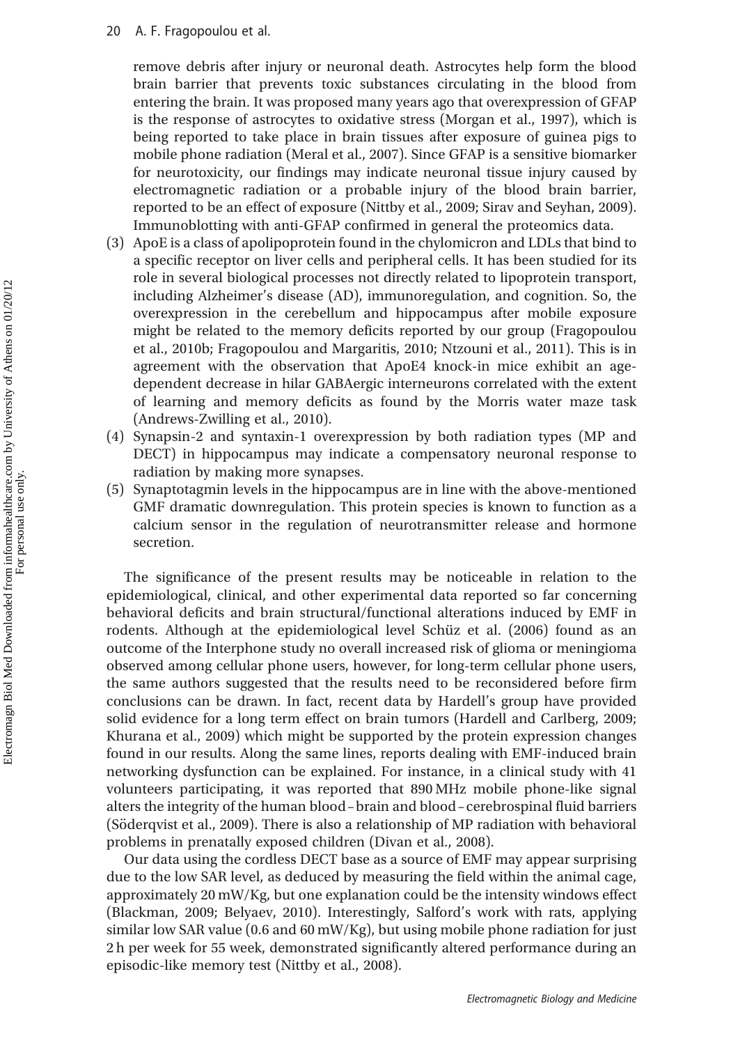remove debris after injury or neuronal death. Astrocytes help form the blood brain barrier that prevents toxic substances circulating in the blood from entering the brain. It was proposed many years ago that overexpression of GFAP is the response of astrocytes to oxidative stress (Morgan et al., 1997), which is being reported to take place in brain tissues after exposure of guinea pigs to mobile phone radiation (Meral et al., 2007). Since GFAP is a sensitive biomarker for neurotoxicity, our findings may indicate neuronal tissue injury caused by electromagnetic radiation or a probable injury of the blood brain barrier, reported to be an effect of exposure (Nittby et al., 2009; Sirav and Seyhan, 2009). Immunoblotting with anti-GFAP confirmed in general the proteomics data.

(3) ApoE is a class of apolipoprotein found in the chylomicron and LDLs that bind to a specific receptor on liver cells and peripheral cells. It has been studied for its role in several biological processes not directly related to lipoprotein transport, including Alzheimer's disease (AD), immunoregulation, and cognition. So, the overexpression in the cerebellum and hippocampus after mobile exposure might be related to the memory deficits reported by our group (Fragopoulou et al., 2010b; Fragopoulou and Margaritis, 2010; Ntzouni et al., 2011). This is in agreement with the observation that ApoE4 knock-in mice exhibit an age-dependent decrease in hilar GABAergic interneurons correlated with the extent of learning and memory deficits as found by the Morris water maze task (Andrews-Zwilling et al., 2010).

(4) Synapsin-2 and syntaxin-1 overexpression by both radiation types (MP and DECT) in hippocampus may indicate a compensatory neuronal response to radiation by making more synapses.

(5) Synaptotagmin levels in the hippocampus are in line with the above-mentioned GMF dramatic downregulation. This protein species is known to function as a calcium sensor in the regulation of neurotransmitter release and hormone secretion.

The significance of the present results may be noticeable in relation to the epidemiological, clinical, and other experimental data reported so far concerning behavioral deficits and brain structural/functional alterations induced by EMF in rodents. Although at the epidemiological level Schüz et al. (2006) found as an outcome of the Interphone study no overall increased risk of glioma or meningioma observed among cellular phone users, however, for long-term cellular phone users, the same authors suggested that the results need to be reconsidered before firm conclusions can be drawn. In fact, recent data by Hardell's group have provided solid evidence for a long term effect on brain tumors (Hardell and Carlberg, 2009; Khurana et al., 2009) which might be supported by the protein expression changes found in our results. Along the same lines, reports dealing with EMF-induced brain networking dysfunction can be explained. For instance, in a clinical study with 41 volunteers participating, it was reported that 890 MHz mobile phone-like signal alters the integrity of the human blood–brain and blood–cerebrospinal fluid barriers (Söderqvist et al., 2009). There is also a relationship of MP radiation with behavioral problems in prenatally exposed children (Divan et al., 2008).

Our data using the cordless DECT base as a source of EMF may appear surprising due to the low SAR level, as deduced by measuring the field within the animal cage, approximately 20 mW/Kg, but one explanation could be the intensity windows effect (Blackman, 2009; Belyaev, 2010). Interestingly, Salford's work with rats, applying similar low SAR value (0.6 and 60 mW/Kg), but using mobile phone radiation for just 2 h per week for 55 week, demonstrated significantly altered performance during an episodic-like memory test (Nittby et al., 2008).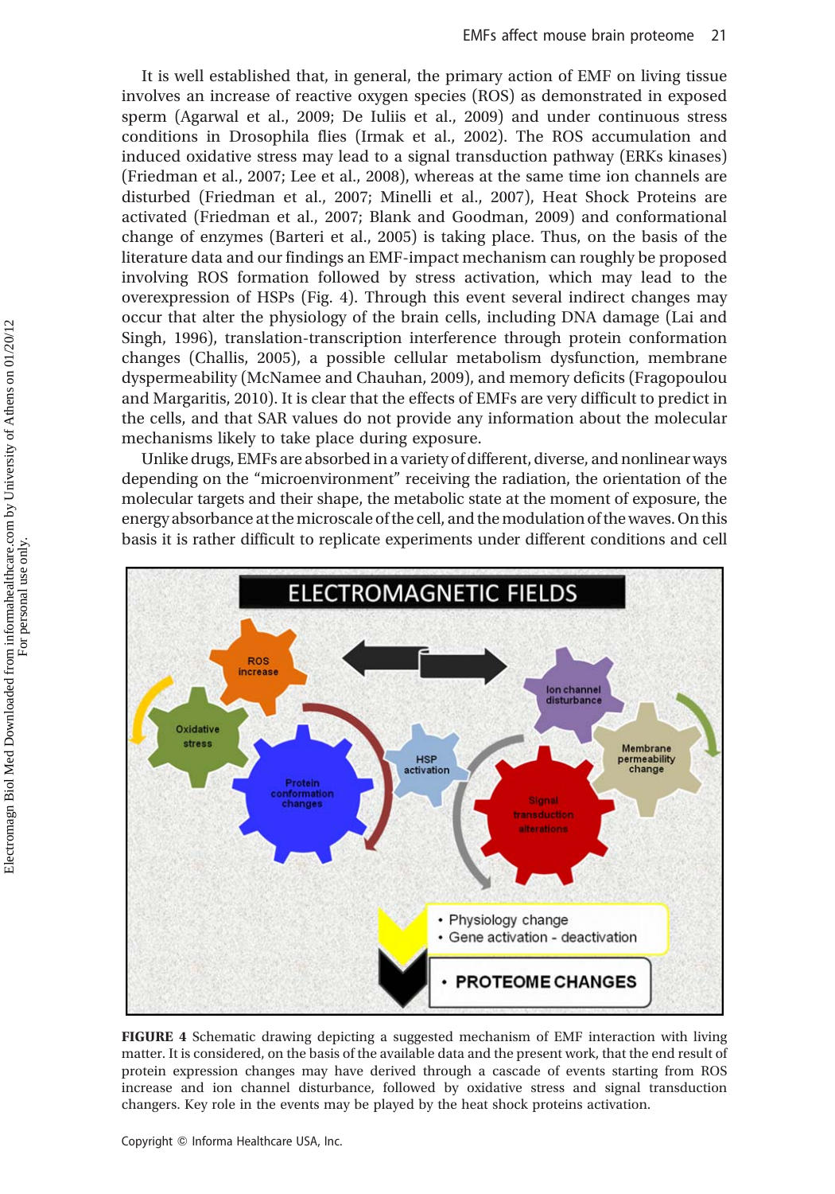It is well established that, in general, the primary action of EMF on living tissue involves an increase of reactive oxygen species (ROS) as demonstrated in exposed sperm (Agarwal et al., 2009; De Iuliis et al., 2009) and under continuous stress conditions in Drosophila flies (Irmak et al., 2002). The ROS accumulation and induced oxidative stress may lead to a signal transduction pathway (ERKs kinases) (Friedman et al., 2007; Lee et al., 2008), whereas at the same time ion channels are disturbed (Friedman et al., 2007; Minelli et al., 2007), Heat Shock Proteins are activated (Friedman et al., 2007; Blank and Goodman, 2009) and conformational change of enzymes (Barteri et al., 2005) is taking place. Thus, on the basis of the literature data and our findings an EMF-impact mechanism can roughly be proposed involving ROS formation followed by stress activation, which may lead to the overexpression of HSPs (Fig. 4). Through this event several indirect changes may occur that alter the physiology of the brain cells, including DNA damage (Lai and Singh, 1996), translation-transcription interference through protein conformation changes (Challis, 2005), a possible cellular metabolism dysfunction, membrane dyspermeability (McNamee and Chauhan, 2009), and memory deficits (Fragopoulou and Margaritis, 2010). It is clear that the effects of EMFs are very difficult to predict in the cells, and that SAR values do not provide any information about the molecular mechanisms likely to take place during exposure.

Unlike drugs, EMFs are absorbed in a variety of different, diverse, and nonlinear ways depending on the "microenvironment" receiving the radiation, the orientation of the molecular targets and their shape, the metabolic state at the moment of exposure, the energy absorbance at the microscale of the cell, and the modulation of the waves. On this basis it is rather difficult to replicate experiments under different conditions and cell

**FIGURE 4** Schematic drawing depicting a suggested mechanism of EMF interaction with living matter. It is considered, on the basis of the available data and the present work, that the end result of protein expression changes may have derived through a cascade of events starting from ROS increase and ion channel disturbance, followed by oxidative stress and signal transduction changers. Key role in the events may be played by the heat shock proteins activation.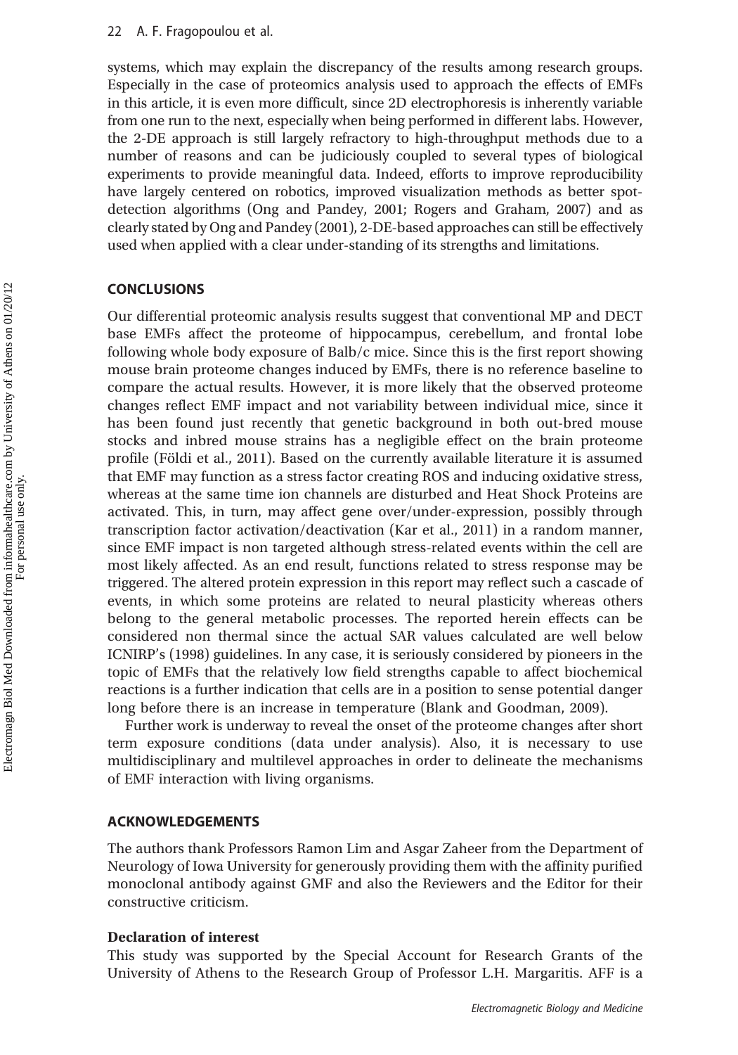systems, which may explain the discrepancy of the results among research groups. Especially in the case of proteomics analysis used to approach the effects of EMFs in this article, it is even more difficult, since 2D electrophoresis is inherently variable from one run to the next, especially when being performed in different labs. However, the 2-DE approach is still largely refractory to high-throughput methods due to a number of reasons and can be judiciously coupled to several types of biological experiments to provide meaningful data. Indeed, efforts to improve reproducibility have largely centered on robotics, improved visualization methods as better spot-detection algorithms (Ong and Pandey, 2001; Rogers and Graham, 2007) and as clearly stated by Ong and Pandey (2001), 2-DE-based approaches can still be effectively used when applied with a clear under-standing of its strengths and limitations.

## CONCLUSIONS

Our differential proteomic analysis results suggest that conventional MP and DECT base EMFs affect the proteome of hippocampus, cerebellum, and frontal lobe following whole body exposure of Balb/c mice. Since this is the first report showing mouse brain proteome changes induced by EMFs, there is no reference baseline to compare the actual results. However, it is more likely that the observed proteome changes reflect EMF impact and not variability between individual mice, since it has been found just recently that genetic background in both out-bred mouse stocks and inbred mouse strains has a negligible effect on the brain proteome profile (Földi et al., 2011). Based on the currently available literature it is assumed that EMF may function as a stress factor creating ROS and inducing oxidative stress, whereas at the same time ion channels are disturbed and Heat Shock Proteins are activated. This, in turn, may affect gene over/under-expression, possibly through transcription factor activation/deactivation (Kar et al., 2011) in a random manner, since EMF impact is non targeted although stress-related events within the cell are most likely affected. As an end result, functions related to stress response may be triggered. The altered protein expression in this report may reflect such a cascade of events, in which some proteins are related to neural plasticity whereas others belong to the general metabolic processes. The reported herein effects can be considered non thermal since the actual SAR values calculated are well below ICNIRP's (1998) guidelines. In any case, it is seriously considered by pioneers in the topic of EMFs that the relatively low field strengths capable to affect biochemical reactions is a further indication that cells are in a position to sense potential danger long before there is an increase in temperature (Blank and Goodman, 2009).

Further work is underway to reveal the onset of the proteome changes after short term exposure conditions (data under analysis). Also, it is necessary to use multidisciplinary and multilevel approaches in order to delineate the mechanisms of EMF interaction with living organisms.

## ACKNOWLEDGEMENTS

The authors thank Professors Ramon Lim and Asgar Zaheer from the Department of Neurology of Iowa University for generously providing them with the affinity purified monoclonal antibody against GMF and also the Reviewers and the Editor for their constructive criticism.

### Declaration of interest

This study was supported by the Special Account for Research Grants of the University of Athens to the Research Group of Professor L.H. Margaritis. AFF is a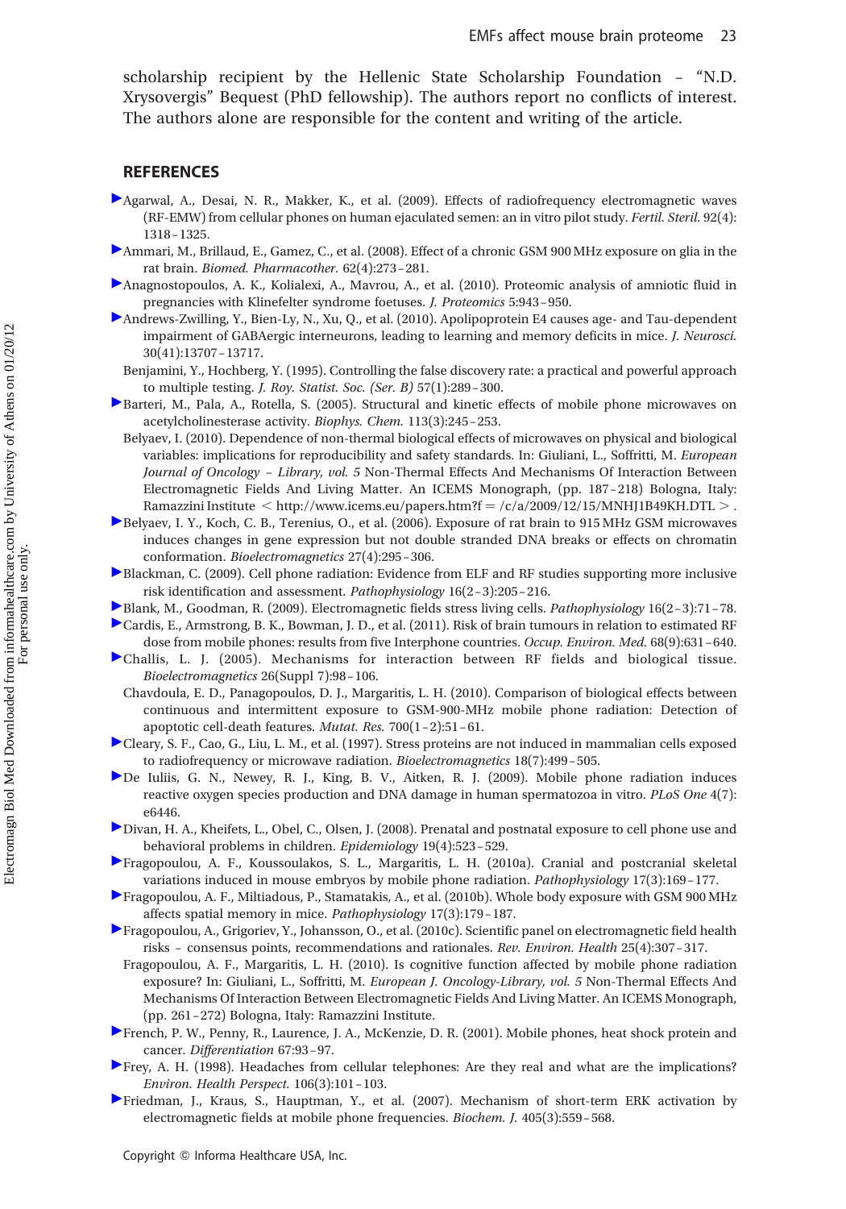scholarship recipient by the Hellenic State Scholarship Foundation – "N.D. Xrysovergis" Bequest (PhD fellowship). The authors report no conflicts of interest. The authors alone are responsible for the content and writing of the article.

## REFERENCES

Agarwal, A., Desai, N. R., Makker, K., et al. (2009). Effects of radiofrequency electromagnetic waves (RF-EMW) from cellular phones on human ejaculated semen: an in vitro pilot study. *Fertil. Steril.* 92(4): 1318–1325.

Ammari, M., Brillaud, E., Gamez, C., et al. (2008). Effect of a chronic GSM 900 MHz exposure on glia in the rat brain. *Biomed. Pharmacother.* 62(4):273–281.

Anagnostopoulos, A. K., Kolialexi, A., Mavrou, A., et al. (2010). Proteomic analysis of amniotic fluid in pregnancies with Klinefelter syndrome foetuses. *J. Proteomics* 5:943–950.

Andrews-Zwilling, Y., Bien-Ly, N., Xu, Q., et al. (2010). Apolipoprotein E4 causes age- and Tau-dependent impairment of GABAergic interneurons, leading to learning and memory deficits in mice. *J. Neurosci.* 30(41):13707–13717.

Benjamini, Y., Hochberg, Y. (1995). Controlling the false discovery rate: a practical and powerful approach to multiple testing. *J. Roy. Statist. Soc. (Ser. B)* 57(1):289–300.

Barteri, M., Pala, A., Rotella, S. (2005). Structural and kinetic effects of mobile phone microwaves on acetylcholinesterase activity. *Biophys. Chem.* 113(3):245–253.

Belyaev, I. (2010). Dependence of non-thermal biological effects of microwaves on physical and biological variables: implications for reproducibility and safety standards. In: Giuliani, L., Soffritti, M. *European Journal of Oncology – Library, vol. 5* Non-Thermal Effects And Mechanisms Of Interaction Between Electromagnetic Fields And Living Matter. An ICEMS Monograph, (pp. 187–218) Bologna, Italy: Ramazzini Institute < http://www.icems.eu/papers.htm?f = /c/a/2009/12/15/MNHJ1B49KH.DTL >.

Belyaev, I. Y., Koch, C. B., Terenius, O., et al. (2006). Exposure of rat brain to 915 MHz GSM microwaves induces changes in gene expression but not double stranded DNA breaks or effects on chromatin conformation. *Bioelectromagnetics* 27(4):295–306.

Blackman, C. (2009). Cell phone radiation: Evidence from ELF and RF studies supporting more inclusive risk identification and assessment. *Pathophysiology* 16(2–3):205–216.

Blank, M., Goodman, R. (2009). Electromagnetic fields stress living cells. *Pathophysiology* 16(2–3):71–78.

Cardis, E., Armstrong, B. K., Bowman, J. D., et al. (2011). Risk of brain tumours in relation to estimated RF dose from mobile phones: results from five Interphone countries. *Occup. Environ. Med.* 68(9):631–640.

Challis, L. J. (2005). Mechanisms for interaction between RF fields and biological tissue. *Bioelectromagnetics* 26(Suppl 7):98–106.

Chavdoula, E. D., Panagopoulos, D. J., Margaritis, L. H. (2010). Comparison of biological effects between continuous and intermittent exposure to GSM-900-MHz mobile phone radiation: Detection of apoptotic cell-death features. *Mutat. Res.* 700(1–2):51–61.

Cleary, S. F., Cao, G., Liu, L. M., et al. (1997). Stress proteins are not induced in mammalian cells exposed to radiofrequency or microwave radiation. *Bioelectromagnetics* 18(7):499–505.

De Iuliis, G. N., Newey, R. J., King, B. V., Aitken, R. J. (2009). Mobile phone radiation induces reactive oxygen species production and DNA damage in human spermatozoa in vitro. *PLoS One* 4(7): e6446.

Divan, H. A., Kheifets, L., Obel, C., Olsen, J. (2008). Prenatal and postnatal exposure to cell phone use and behavioral problems in children. *Epidemiology* 19(4):523–529.

Fragopoulou, A. F., Koussoulakos, S. L., Margaritis, L. H. (2010a). Cranial and postcranial skeletal variations induced in mouse embryos by mobile phone radiation. *Pathophysiology* 17(3):169–177.

Fragopoulou, A. F., Miltiadous, P., Stamatakis, A., et al. (2010b). Whole body exposure with GSM 900 MHz affects spatial memory in mice. *Pathophysiology* 17(3):179–187.

Fragopoulou, A., Grigoriev, Y., Johansson, O., et al. (2010c). Scientific panel on electromagnetic field health risks – consensus points, recommendations and rationales. *Rev. Environ. Health* 25(4):307–317.

Fragopoulou, A. F., Margaritis, L. H. (2010). Is cognitive function affected by mobile phone radiation exposure? In: Giuliani, L., Soffritti, M. *European J. Oncology-Library, vol. 5* Non-Thermal Effects And Mechanisms Of Interaction Between Electromagnetic Fields And Living Matter. An ICEMS Monograph, (pp. 261–272) Bologna, Italy: Ramazzini Institute.

French, P. W., Penny, R., Laurence, J. A., McKenzie, D. R. (2001). Mobile phones, heat shock protein and cancer. *Differentiation* 67:93–97.

Frey, A. H. (1998). Headaches from cellular telephones: Are they real and what are the implications? *Environ. Health Perspect.* 106(3):101–103.

Friedman, J., Kraus, S., Hauptman, Y., et al. (2007). Mechanism of short-term ERK activation by electromagnetic fields at mobile phone frequencies. *Biochem. J.* 405(3):559–568.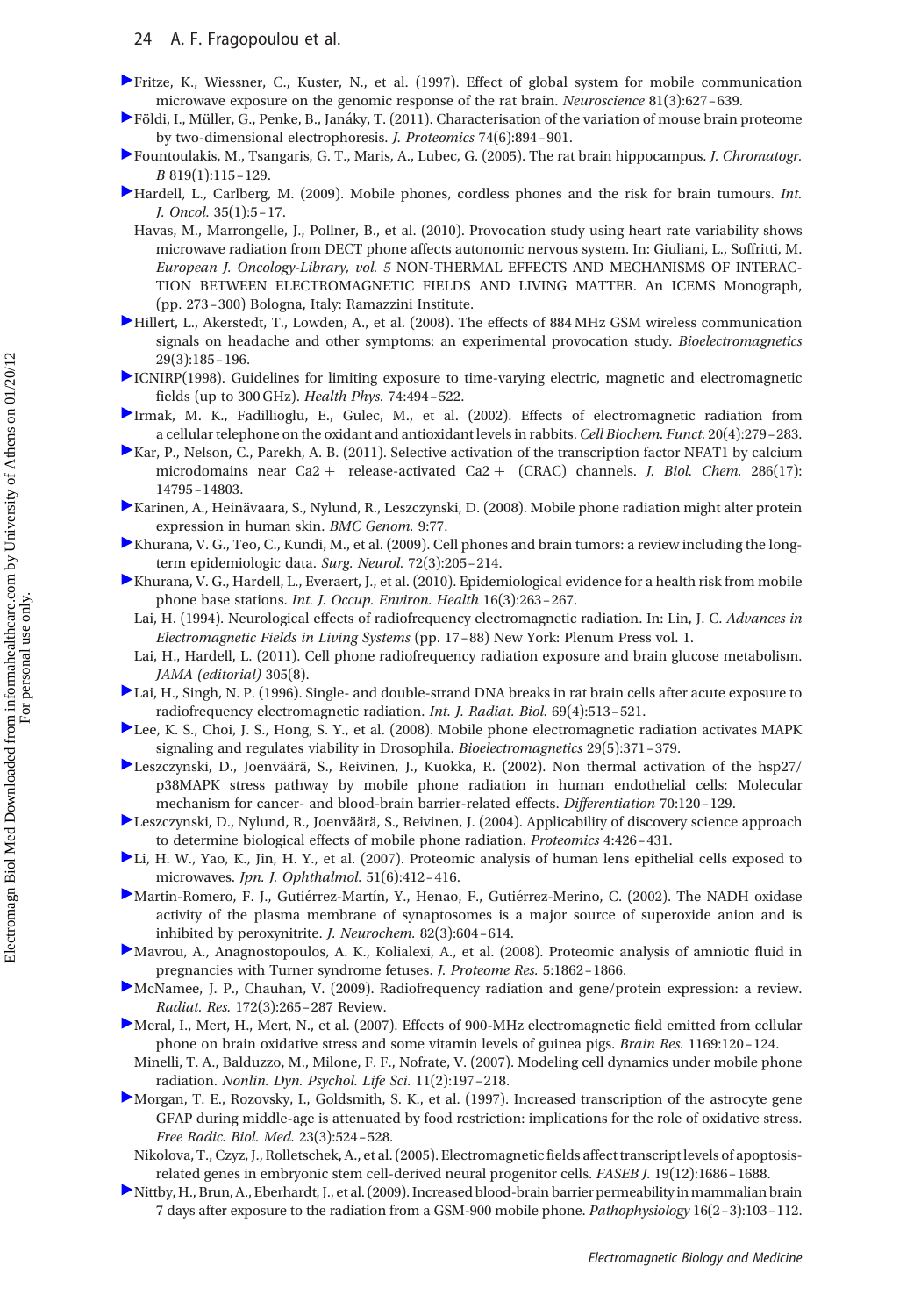Fritze, K., Wiessner, C., Kuster, N., et al. (1997). Effect of global system for mobile communication microwave exposure on the genomic response of the rat brain. *Neuroscience* 81(3):627–639.

Földi, I., Müller, G., Penke, B., Janáky, T. (2011). Characterisation of the variation of mouse brain proteome by two-dimensional electrophoresis. *J. Proteomics* 74(6):894–901.

Fountoulakis, M., Tsangaris, G. T., Maris, A., Lubec, G. (2005). The rat brain hippocampus. *J. Chromatogr. B* 819(1):115–129.

Hardell, L., Carlberg, M. (2009). Mobile phones, cordless phones and the risk for brain tumours. *Int. J. Oncol.* 35(1):5–17.

Havas, M., Marrongelle, J., Pollner, B., et al. (2010). Provocation study using heart rate variability shows microwave radiation from DECT phone affects autonomic nervous system. In: Giuliani, L., Soffritti, M. *European J. Oncology-Library, vol. 5* NON-THERMAL EFFECTS AND MECHANISMS OF INTERACTION BETWEEN ELECTROMAGNETIC FIELDS AND LIVING MATTER. An ICEMS Monograph, (pp. 273–300) Bologna, Italy: Ramazzini Institute.

Hillert, L., Akerstedt, T., Lowden, A., et al. (2008). The effects of 884 MHz GSM wireless communication signals on headache and other symptoms: an experimental provocation study. *Bioelectromagnetics* 29(3):185–196.

ICNIRP(1998). Guidelines for limiting exposure to time-varying electric, magnetic and electromagnetic fields (up to 300 GHz). *Health Phys.* 74:494–522.

Irmak, M. K., Fadillioglu, E., Gulec, M., et al. (2002). Effects of electromagnetic radiation from a cellular telephone on the oxidant and antioxidant levels in rabbits. *Cell Biochem. Funct.* 20(4):279–283.

Kar, P., Nelson, C., Parekh, A. B. (2011). Selective activation of the transcription factor NFAT1 by calcium microdomains near Ca2+ release-activated Ca2+ (CRAC) channels. *J. Biol. Chem.* 286(17): 14795–14803.

Karinen, A., Heinävaara, S., Nylund, R., Leszczynski, D. (2008). Mobile phone radiation might alter protein expression in human skin. *BMC Genom.* 9:77.

Khurana, V. G., Teo, C., Kundi, M., et al. (2009). Cell phones and brain tumors: a review including the long-term epidemiologic data. *Surg. Neurol.* 72(3):205–214.

Khurana, V. G., Hardell, L., Everaert, J., et al. (2010). Epidemiological evidence for a health risk from mobile phone base stations. *Int. J. Occup. Environ. Health* 16(3):263–267.

Lai, H. (1994). Neurological effects of radiofrequency electromagnetic radiation. In: Lin, J. C. *Advances in Electromagnetic Fields in Living Systems* (pp. 17–88) New York: Plenum Press vol. 1.

Lai, H., Hardell, L. (2011). Cell phone radiofrequency radiation exposure and brain glucose metabolism. *JAMA (editorial)* 305(8).

Lai, H., Singh, N. P. (1996). Single- and double-strand DNA breaks in rat brain cells after acute exposure to radiofrequency electromagnetic radiation. *Int. J. Radiat. Biol.* 69(4):513–521.

Lee, K. S., Choi, J. S., Hong, S. Y., et al. (2008). Mobile phone electromagnetic radiation activates MAPK signaling and regulates viability in Drosophila. *Bioelectromagnetics* 29(5):371–379.

Leszczynski, D., Joenväärä, S., Reivinen, J., Kuokka, R. (2002). Non thermal activation of the hsp27/p38MAPK stress pathway by mobile phone radiation in human endothelial cells: Molecular mechanism for cancer- and blood-brain barrier-related effects. *Differentiation* 70:120–129.

Leszczynski, D., Nylund, R., Joenväärä, S., Reivinen, J. (2004). Applicability of discovery science approach to determine biological effects of mobile phone radiation. *Proteomics* 4:426–431.

Li, H. W., Yao, K., Jin, H. Y., et al. (2007). Proteomic analysis of human lens epithelial cells exposed to microwaves. *Jpn. J. Ophthalmol.* 51(6):412–416.

Martin-Romero, F. J., Gutiérrez-Martín, Y., Henao, F., Gutiérrez-Merino, C. (2002). The NADH oxidase activity of the plasma membrane of synaptosomes is a major source of superoxide anion and is inhibited by peroxynitrite. *J. Neurochem.* 82(3):604–614.

Mavrou, A., Anagnostopoulos, A. K., Kolialexi, A., et al. (2008). Proteomic analysis of amniotic fluid in pregnancies with Turner syndrome fetuses. *J. Proteome Res.* 5:1862–1866.

McNamee, J. P., Chauhan, V. (2009). Radiofrequency radiation and gene/protein expression: a review. *Radiat. Res.* 172(3):265–287 Review.

Meral, I., Mert, H., Mert, N., et al. (2007). Effects of 900-MHz electromagnetic field emitted from cellular phone on brain oxidative stress and some vitamin levels of guinea pigs. *Brain Res.* 1169:120–124.

Minelli, T. A., Balduzzo, M., Milone, F. F., Nofrate, V. (2007). Modeling cell dynamics under mobile phone radiation. *Nonlin. Dyn. Psychol. Life Sci.* 11(2):197–218.

Morgan, T. E., Rozovsky, I., Goldsmith, S. K., et al. (1997). Increased transcription of the astrocyte gene GFAP during middle-age is attenuated by food restriction: implications for the role of oxidative stress. *Free Radic. Biol. Med.* 23(3):524–528.

Nikolova, T., Czyz, J., Rolletschek, A., et al. (2005). Electromagnetic fields affect transcript levels of apoptosis-related genes in embryonic stem cell-derived neural progenitor cells. *FASEB J.* 19(12):1686–1688.

Nittby, H., Brun, A., Eberhardt, J., et al. (2009). Increased blood-brain barrier permeability in mammalian brain 7 days after exposure to the radiation from a GSM-900 mobile phone. *Pathophysiology* 16(2–3):103–112.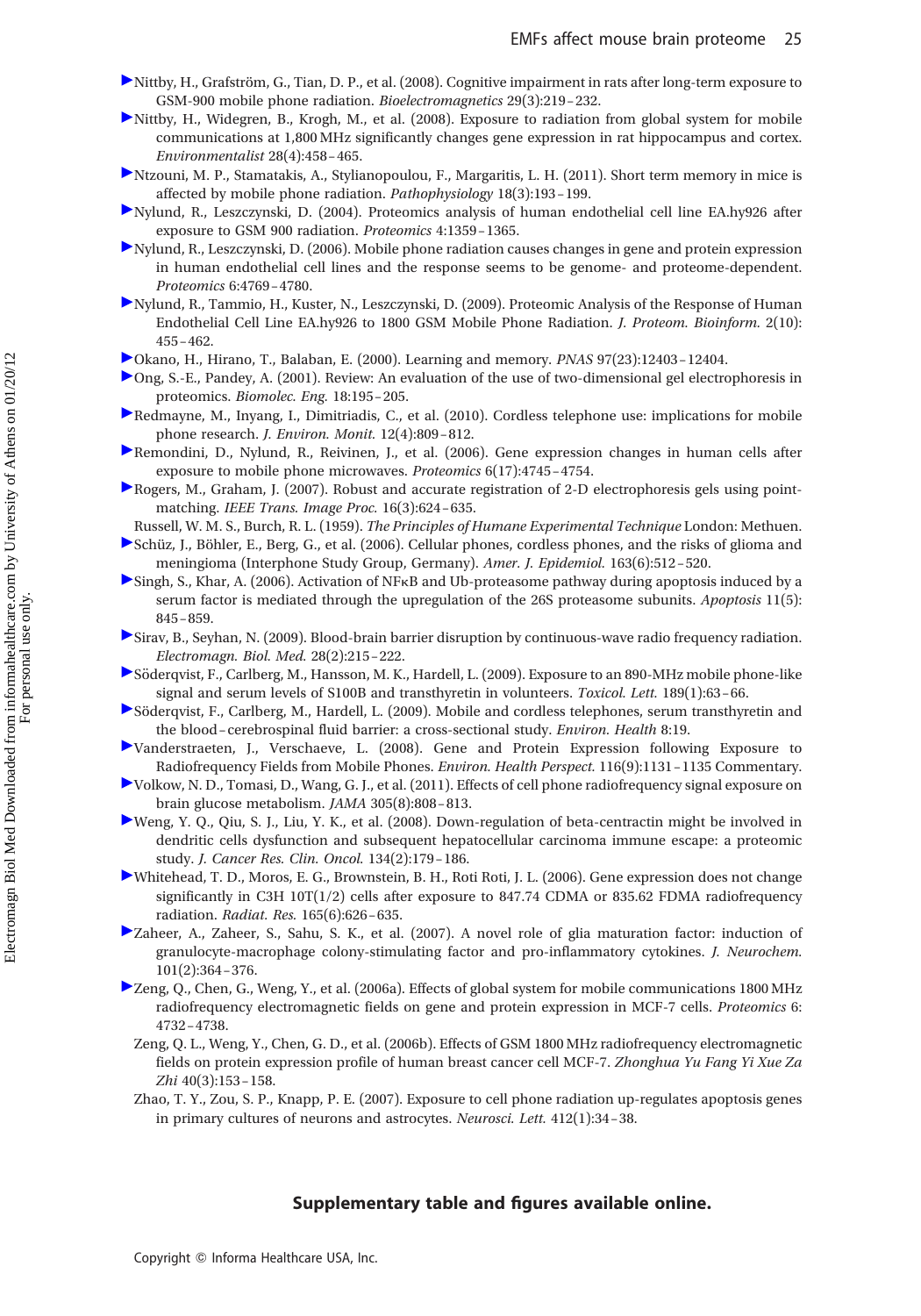Nittby, H., Grafström, G., Tian, D. P., et al. (2008). Cognitive impairment in rats after long-term exposure to GSM-900 mobile phone radiation. *Bioelectromagnetics* 29(3):219–232.

Nittby, H., Widegren, B., Krogh, M., et al. (2008). Exposure to radiation from global system for mobile communications at 1,800 MHz significantly changes gene expression in rat hippocampus and cortex. *Environmentalist* 28(4):458–465.

Ntzouni, M. P., Stamatakis, A., Stylianopoulou, F., Margaritis, L. H. (2011). Short term memory in mice is affected by mobile phone radiation. *Pathophysiology* 18(3):193–199.

Nylund, R., Leszczynski, D. (2004). Proteomics analysis of human endothelial cell line EA.hy926 after exposure to GSM 900 radiation. *Proteomics* 4:1359–1365.

Nylund, R., Leszczynski, D. (2006). Mobile phone radiation causes changes in gene and protein expression in human endothelial cell lines and the response seems to be genome- and proteome-dependent. *Proteomics* 6:4769–4780.

Nylund, R., Tammio, H., Kuster, N., Leszczynski, D. (2009). Proteomic Analysis of the Response of Human Endothelial Cell Line EA.hy926 to 1800 GSM Mobile Phone Radiation. *J. Proteom. Bioinform.* 2(10): 455–462.

Okano, H., Hirano, T., Balaban, E. (2000). Learning and memory. *PNAS* 97(23):12403–12404.

Ong, S.-E., Pandey, A. (2001). Review: An evaluation of the use of two-dimensional gel electrophoresis in proteomics. *Biomolec. Eng.* 18:195–205.

Redmayne, M., Inyang, I., Dimitriadis, C., et al. (2010). Cordless telephone use: implications for mobile phone research. *J. Environ. Monit.* 12(4):809–812.

Remondini, D., Nylund, R., Reivinen, J., et al. (2006). Gene expression changes in human cells after exposure to mobile phone microwaves. *Proteomics* 6(17):4745–4754.

Rogers, M., Graham, J. (2007). Robust and accurate registration of 2-D electrophoresis gels using point-matching. *IEEE Trans. Image Proc.* 16(3):624–635.

Russell, W. M. S., Burch, R. L. (1959). *The Principles of Humane Experimental Technique* London: Methuen.

Schüz, J., Böhler, E., Berg, G., et al. (2006). Cellular phones, cordless phones, and the risks of glioma and meningioma (Interphone Study Group, Germany). *Amer. J. Epidemiol.* 163(6):512–520.

Singh, S., Khar, A. (2006). Activation of NFκB and Ub-proteasome pathway during apoptosis induced by a serum factor is mediated through the upregulation of the 26S proteasome subunits. *Apoptosis* 11(5): 845–859.

Sirav, B., Seyhan, N. (2009). Blood-brain barrier disruption by continuous-wave radio frequency radiation. *Electromagn. Biol. Med.* 28(2):215–222.

Söderqvist, F., Carlberg, M., Hansson, M. K., Hardell, L. (2009). Exposure to an 890-MHz mobile phone-like signal and serum levels of S100B and transthyretin in volunteers. *Toxicol. Lett.* 189(1):63–66.

Söderqvist, F., Carlberg, M., Hardell, L. (2009). Mobile and cordless telephones, serum transthyretin and the blood–cerebrospinal fluid barrier: a cross-sectional study. *Environ. Health* 8:19.

Vanderstraeten, J., Verschaeve, L. (2008). Gene and Protein Expression following Exposure to Radiofrequency Fields from Mobile Phones. *Environ. Health Perspect.* 116(9):1131–1135 Commentary.

Volkow, N. D., Tomasi, D., Wang, G. J., et al. (2011). Effects of cell phone radiofrequency signal exposure on brain glucose metabolism. *JAMA* 305(8):808–813.

Weng, Y. Q., Qiu, S. J., Liu, Y. K., et al. (2008). Down-regulation of beta-centractin might be involved in dendritic cells dysfunction and subsequent hepatocellular carcinoma immune escape: a proteomic study. *J. Cancer Res. Clin. Oncol.* 134(2):179–186.

Whitehead, T. D., Moros, E. G., Brownstein, B. H., Roti Roti, J. L. (2006). Gene expression does not change significantly in C3H 10T(1/2) cells after exposure to 847.74 CDMA or 835.62 FDMA radiofrequency radiation. *Radiat. Res.* 165(6):626–635.

Zaheer, A., Zaheer, S., Sahu, S. K., et al. (2007). A novel role of glia maturation factor: induction of granulocyte-macrophage colony-stimulating factor and pro-inflammatory cytokines. *J. Neurochem.* 101(2):364–376.

Zeng, Q., Chen, G., Weng, Y., et al. (2006a). Effects of global system for mobile communications 1800 MHz radiofrequency electromagnetic fields on gene and protein expression in MCF-7 cells. *Proteomics* 6: 4732–4738.

Zeng, Q. L., Weng, Y., Chen, G. D., et al. (2006b). Effects of GSM 1800 MHz radiofrequency electromagnetic fields on protein expression profile of human breast cancer cell MCF-7. *Zhonghua Yu Fang Yi Xue Za Zhi* 40(3):153–158.

Zhao, T. Y., Zou, S. P., Knapp, P. E. (2007). Exposure to cell phone radiation up-regulates apoptosis genes in primary cultures of neurons and astrocytes. *Neurosci. Lett.* 412(1):34–38.

**Supplementary table and figures available online.**